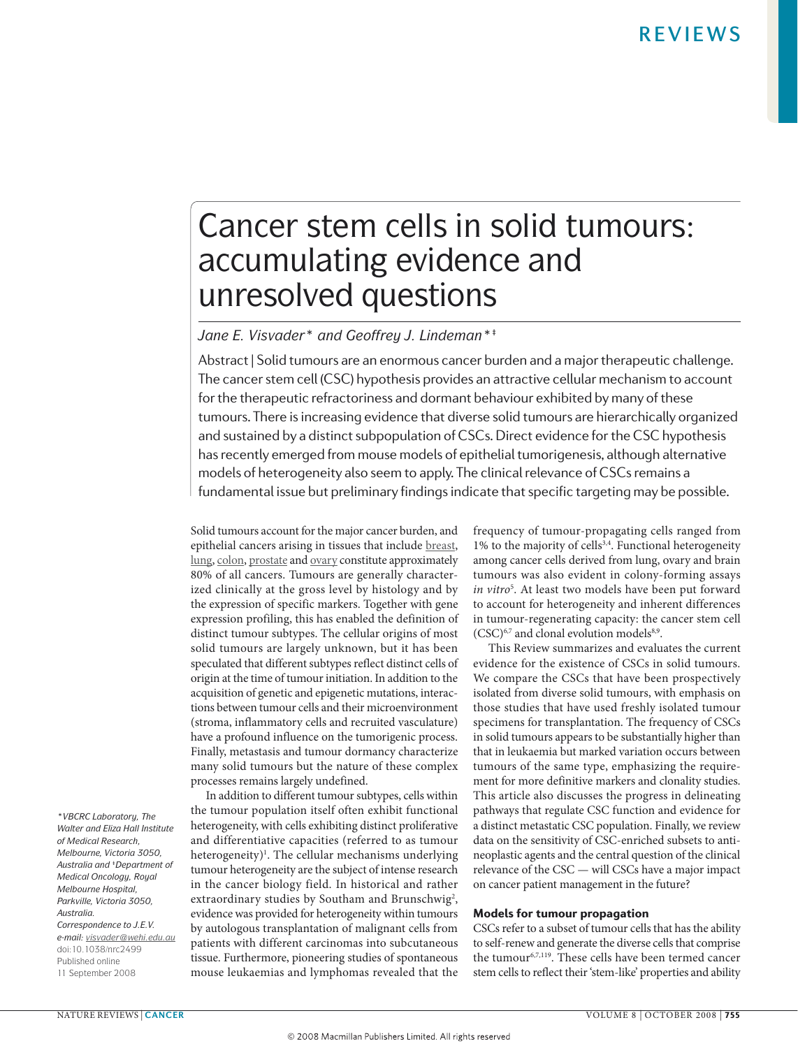# Cancer stem cells in solid tumours: accumulating evidence and unresolved questions

*Jane E. Visvader\* and Geoffrey J. Lindeman\*‡*

Abstract | Solid tumours are an enormous cancer burden and a major therapeutic challenge. The cancer stem cell (CSC) hypothesis provides an attractive cellular mechanism to account for the therapeutic refractoriness and dormant behaviour exhibited by many of these tumours. There is increasing evidence that diverse solid tumours are hierarchically organized and sustained by a distinct subpopulation of CSCs. Direct evidence for the CSC hypothesis has recently emerged from mouse models of epithelial tumorigenesis, although alternative models of heterogeneity also seem to apply. The clinical relevance of CSCs remains a fundamental issue but preliminary findings indicate that specific targeting may be possible.

Solid tumours account for the major cancer burden, and epithelial cancers arising in tissues that include breast, lung, colon, prostate and ovary constitute approximately 80% of all cancers. Tumours are generally characterized clinically at the gross level by histology and by the expression of specific markers. Together with gene expression profiling, this has enabled the definition of distinct tumour subtypes. The cellular origins of most solid tumours are largely unknown, but it has been speculated that different subtypes reflect distinct cells of origin at the time of tumour initiation. In addition to the acquisition of genetic and epigenetic mutations, interactions between tumour cells and their microenvironment (stroma, inflammatory cells and recruited vasculature) have a profound influence on the tumorigenic process. Finally, metastasis and tumour dormancy characterize many solid tumours but the nature of these complex processes remains largely undefined.

In addition to different tumour subtypes, cells within the tumour population itself often exhibit functional heterogeneity, with cells exhibiting distinct proliferative and differentiative capacities (referred to as tumour heterogeneity)[1]. The cellular mechanisms underlying tumour heterogeneity are the subject of intense research in the cancer biology field. In historical and rather extraordinary studies by Southam and Brunschwig[2], evidence was provided for heterogeneity within tumours by autologous transplantation of malignant cells from patients with different carcinomas into subcutaneous tissue. Furthermore, pioneering studies of spontaneous mouse leukaemias and lymphomas revealed that the frequency of tumour-propagating cells ranged from 1% to the majority of cells[3,4]. Functional heterogeneity among cancer cells derived from lung, ovary and brain tumours was also evident in colony-forming assays *in vitro*[5]. At least two models have been put forward to account for heterogeneity and inherent differences in tumour-regenerating capacity: the cancer stem cell (CSC)[6,7] and clonal evolution models[8,9].

This Review summarizes and evaluates the current evidence for the existence of CSCs in solid tumours. We compare the CSCs that have been prospectively isolated from diverse solid tumours, with emphasis on those studies that have used freshly isolated tumour specimens for transplantation. The frequency of CSCs in solid tumours appears to be substantially higher than that in leukaemia but marked variation occurs between tumours of the same type, emphasizing the requirement for more definitive markers and clonality studies. This article also discusses the progress in delineating pathways that regulate CSC function and evidence for a distinct metastatic CSC population. Finally, we review data on the sensitivity of CSC-enriched subsets to antineoplastic agents and the central question of the clinical relevance of the CSC — will CSCs have a major impact on cancer patient management in the future?

### Models for tumour propagation

CSCs refer to a subset of tumour cells that has the ability to self-renew and generate the diverse cells that comprise the tumour[6,7,119]. These cells have been termed cancer stem cells to reflect their 'stem-like' properties and ability

\*VBCRC Laboratory, The Walter and Eliza Hall Institute of Medical Research, Melbourne, Victoria 3050, Australia and ‡Department of Medical Oncology, Royal Melbourne Hospital, Parkville, Victoria 3050, Australia.
Correspondence to J.E.V.
e-mail: visvader@wehi.edu.au
doi:10.1038/nrc2499
Published online 11 September 2008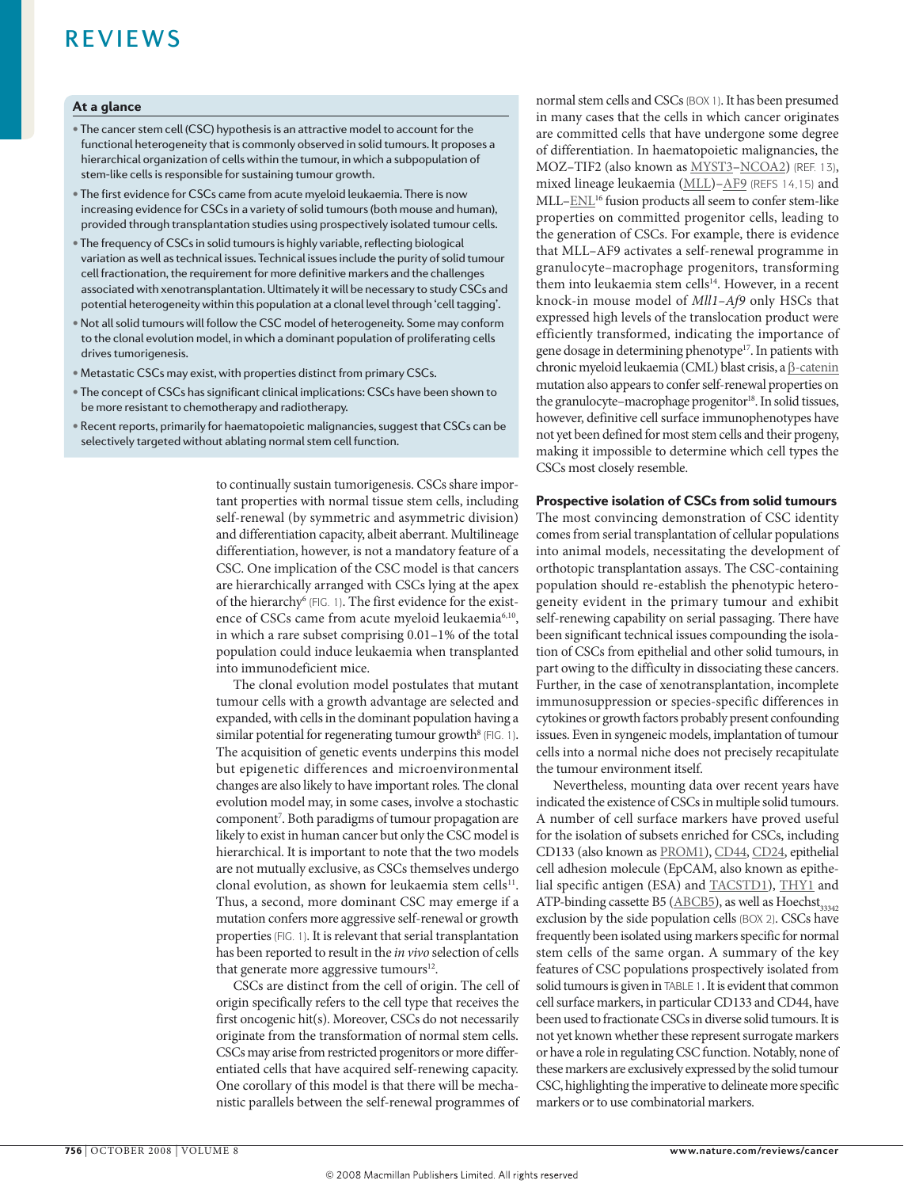### At a glance

- The cancer stem cell (CSC) hypothesis is an attractive model to account for the functional heterogeneity that is commonly observed in solid tumours. It proposes a hierarchical organization of cells within the tumour, in which a subpopulation of stem-like cells is responsible for sustaining tumour growth.
- The first evidence for CSCs came from acute myeloid leukaemia. There is now increasing evidence for CSCs in a variety of solid tumours (both mouse and human), provided through transplantation studies using prospectively isolated tumour cells.
- The frequency of CSCs in solid tumours is highly variable, reflecting biological variation as well as technical issues. Technical issues include the purity of solid tumour cell fractionation, the requirement for more definitive markers and the challenges associated with xenotransplantation. Ultimately it will be necessary to study CSCs and potential heterogeneity within this population at a clonal level through 'cell tagging'.
- Not all solid tumours will follow the CSC model of heterogeneity. Some may conform to the clonal evolution model, in which a dominant population of proliferating cells drives tumorigenesis.
- Metastatic CSCs may exist, with properties distinct from primary CSCs.
- The concept of CSCs has significant clinical implications: CSCs have been shown to be more resistant to chemotherapy and radiotherapy.
- Recent reports, primarily for haematopoietic malignancies, suggest that CSCs can be selectively targeted without ablating normal stem cell function.

to continually sustain tumorigenesis. CSCs share important properties with normal tissue stem cells, including self-renewal (by symmetric and asymmetric division) and differentiation capacity, albeit aberrant. Multilineage differentiation, however, is not a mandatory feature of a CSC. One implication of the CSC model is that cancers are hierarchically arranged with CSCs lying at the apex of the hierarchy[6] (FIG. 1). The first evidence for the existence of CSCs came from acute myeloid leukaemia[6,10], in which a rare subset comprising 0.01–1% of the total population could induce leukaemia when transplanted into immunodeficient mice.

The clonal evolution model postulates that mutant tumour cells with a growth advantage are selected and expanded, with cells in the dominant population having a similar potential for regenerating tumour growth[8] (FIG. 1). The acquisition of genetic events underpins this model but epigenetic differences and microenvironmental changes are also likely to have important roles. The clonal evolution model may, in some cases, involve a stochastic component[7]. Both paradigms of tumour propagation are likely to exist in human cancer but only the CSC model is hierarchical. It is important to note that the two models are not mutually exclusive, as CSCs themselves undergo clonal evolution, as shown for leukaemia stem cells[11]. Thus, a second, more dominant CSC may emerge if a mutation confers more aggressive self-renewal or growth properties (FIG. 1). It is relevant that serial transplantation has been reported to result in the *in vivo* selection of cells that generate more aggressive tumours[12].

CSCs are distinct from the cell of origin. The cell of origin specifically refers to the cell type that receives the first oncogenic hit(s). Moreover, CSCs do not necessarily originate from the transformation of normal stem cells. CSCs may arise from restricted progenitors or more differentiated cells that have acquired self-renewing capacity. One corollary of this model is that there will be mechanistic parallels between the self-renewal programmes of normal stem cells and CSCs (BOX 1). It has been presumed in many cases that the cells in which cancer originates are committed cells that have undergone some degree of differentiation. In haematopoietic malignancies, the MOZ–TIF2 (also known as MYST3–NCOA2) (REF. 13), mixed lineage leukaemia (MLL)–AF9 (REFS 14,15) and MLL–ENL[16] fusion products all seem to confer stem-like properties on committed progenitor cells, leading to the generation of CSCs. For example, there is evidence that MLL–AF9 activates a self-renewal programme in granulocyte–macrophage progenitors, transforming them into leukaemia stem cells[14]. However, in a recent knock-in mouse model of *Mll1–Af9* only HSCs that expressed high levels of the translocation product were efficiently transformed, indicating the importance of gene dosage in determining phenotype[17]. In patients with chronic myeloid leukaemia (CML) blast crisis, a β-catenin mutation also appears to confer self-renewal properties on the granulocyte–macrophage progenitor[18]. In solid tissues, however, definitive cell surface immunophenotypes have not yet been defined for most stem cells and their progeny, making it impossible to determine which cell types the CSCs most closely resemble.

## Prospective isolation of CSCs from solid tumours

The most convincing demonstration of CSC identity comes from serial transplantation of cellular populations into animal models, necessitating the development of orthotopic transplantation assays. The CSC-containing population should re-establish the phenotypic heterogeneity evident in the primary tumour and exhibit self-renewing capability on serial passaging. There have been significant technical issues compounding the isolation of CSCs from epithelial and other solid tumours, in part owing to the difficulty in dissociating these cancers. Further, in the case of xenotransplantation, incomplete immunosuppression or species-specific differences in cytokines or growth factors probably present confounding issues. Even in syngeneic models, implantation of tumour cells into a normal niche does not precisely recapitulate the tumour environment itself.

Nevertheless, mounting data over recent years have indicated the existence of CSCs in multiple solid tumours. A number of cell surface markers have proved useful for the isolation of subsets enriched for CSCs, including CD133 (also known as PROM1), CD44, CD24, epithelial cell adhesion molecule (EpCAM, also known as epithelial specific antigen (ESA) and TACSTD1), THY1 and ATP-binding cassette B5 (ABCB5), as well as Hoechst$_{33342}$ exclusion by the side population cells (BOX 2). CSCs have frequently been isolated using markers specific for normal stem cells of the same organ. A summary of the key features of CSC populations prospectively isolated from solid tumours is given in TABLE 1. It is evident that common cell surface markers, in particular CD133 and CD44, have been used to fractionate CSCs in diverse solid tumours. It is not yet known whether these represent surrogate markers or have a role in regulating CSC function. Notably, none of these markers are exclusively expressed by the solid tumour CSC, highlighting the imperative to delineate more specific markers or to use combinatorial markers.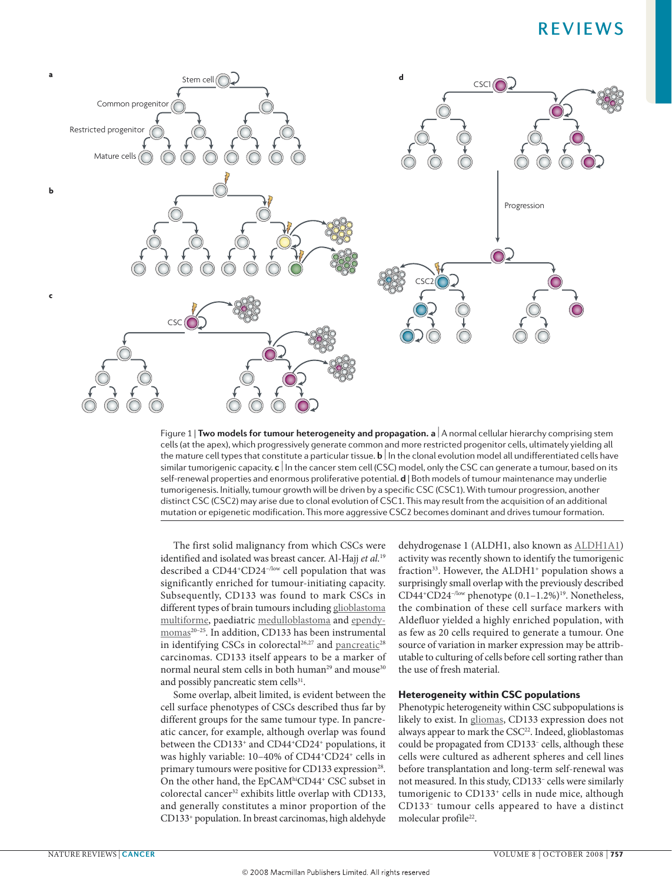Figure 1 | **Two models for tumour heterogeneity and propagation. a** | A normal cellular hierarchy comprising stem cells (at the apex), which progressively generate common and more restricted progenitor cells, ultimately yielding all the mature cell types that constitute a particular tissue. **b** | In the clonal evolution model all undifferentiated cells have similar tumorigenic capacity. **c** | In the cancer stem cell (CSC) model, only the CSC can generate a tumour, based on its self-renewal properties and enormous proliferative potential. **d** | Both models of tumour maintenance may underlie tumorigenesis. Initially, tumour growth will be driven by a specific CSC (CSC1). With tumour progression, another distinct CSC (CSC2) may arise due to clonal evolution of CSC1. This may result from the acquisition of an additional mutation or epigenetic modification. This more aggressive CSC2 becomes dominant and drives tumour formation.

The first solid malignancy from which CSCs were identified and isolated was breast cancer. Al-Hajj *et al.*[19] described a CD44$^{+}$CD24$^{-/low}$ cell population that was significantly enriched for tumour-initiating capacity. Subsequently, CD133 was found to mark CSCs in different types of brain tumours including glioblastoma multiforme, paediatric medulloblastoma and ependymomas[20–25]. In addition, CD133 has been instrumental in identifying CSCs in colorectal[26,27] and pancreatic[28] carcinomas. CD133 itself appears to be a marker of normal neural stem cells in both human[29] and mouse[30] and possibly pancreatic stem cells[31].

Some overlap, albeit limited, is evident between the cell surface phenotypes of CSCs described thus far by different groups for the same tumour type. In pancreatic cancer, for example, although overlap was found between the CD133$^{+}$ and CD44$^{+}$CD24$^{+}$ populations, it was highly variable: 10–40% of CD44$^{+}$CD24$^{+}$ cells in primary tumours were positive for CD133 expression[28]. On the other hand, the EpCAM$^{hi}$CD44$^{+}$ CSC subset in colorectal cancer[32] exhibits little overlap with CD133, and generally constitutes a minor proportion of the CD133$^{+}$ population. In breast carcinomas, high aldehyde dehydrogenase 1 (ALDH1, also known as ALDH1A1) activity was recently shown to identify the tumorigenic fraction[33]. However, the ALDH1$^{+}$ population shows a surprisingly small overlap with the previously described CD44$^{+}$CD24$^{-/low}$ phenotype (0.1–1.2%)[19]. Nonetheless, the combination of these cell surface markers with Aldefluor yielded a highly enriched population, with as few as 20 cells required to generate a tumour. One source of variation in marker expression may be attributable to culturing of cells before cell sorting rather than the use of fresh material.

### Heterogeneity within CSC populations

Phenotypic heterogeneity within CSC subpopulations is likely to exist. In gliomas, CD133 expression does not always appear to mark the CSC[22]. Indeed, glioblastomas could be propagated from CD133$^{-}$ cells, although these cells were cultured as adherent spheres and cell lines before transplantation and long-term self-renewal was not measured. In this study, CD133$^{-}$ cells were similarly tumorigenic to CD133$^{+}$ cells in nude mice, although CD133$^{-}$ tumour cells appeared to have a distinct molecular profile[22].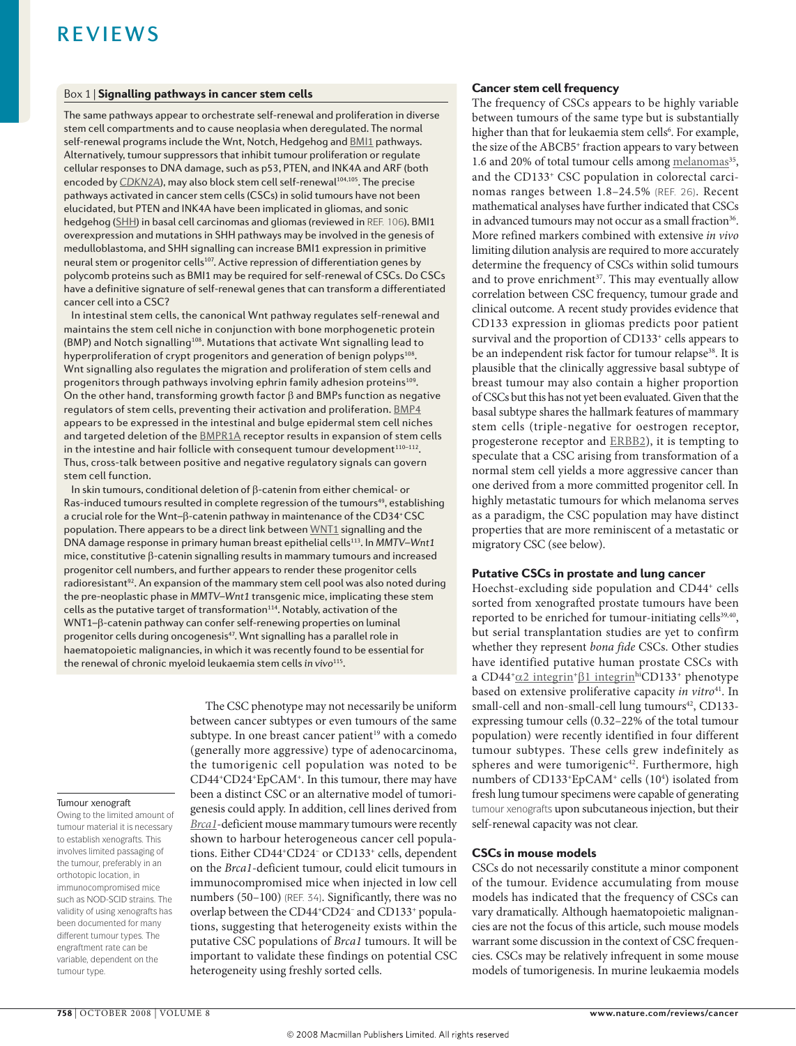### Box 1 | Signalling pathways in cancer stem cells

The same pathways appear to orchestrate self-renewal and proliferation in diverse stem cell compartments and to cause neoplasia when deregulated. The normal self-renewal programs include the Wnt, Notch, Hedgehog and BMI1 pathways. Alternatively, tumour suppressors that inhibit tumour proliferation or regulate cellular responses to DNA damage, such as p53, PTEN, and INK4A and ARF (both encoded by *CDKN2A*), may also block stem cell self-renewal[104,105]. The precise pathways activated in cancer stem cells (CSCs) in solid tumours have not been elucidated, but PTEN and INK4A have been implicated in gliomas, and sonic hedgehog (SHH) in basal cell carcinomas and gliomas (reviewed in REF. 106). BMI1 overexpression and mutations in SHH pathways may be involved in the genesis of medulloblastoma, and SHH signalling can increase BMI1 expression in primitive neural stem or progenitor cells[107]. Active repression of differentiation genes by polycomb proteins such as BMI1 may be required for self-renewal of CSCs. Do CSCs have a definitive signature of self-renewal genes that can transform a differentiated cancer cell into a CSC?

In intestinal stem cells, the canonical Wnt pathway regulates self-renewal and maintains the stem cell niche in conjunction with bone morphogenetic protein (BMP) and Notch signalling[108]. Mutations that activate Wnt signalling lead to hyperproliferation of crypt progenitors and generation of benign polyps[108]. Wnt signalling also regulates the migration and proliferation of stem cells and progenitors through pathways involving ephrin family adhesion proteins[109]. On the other hand, transforming growth factor β and BMPs function as negative regulators of stem cells, preventing their activation and proliferation. BMP4 appears to be expressed in the intestinal and bulge epidermal stem cell niches and targeted deletion of the BMPR1A receptor results in expansion of stem cells in the intestine and hair follicle with consequent tumour development[110–112]. Thus, cross-talk between positive and negative regulatory signals can govern stem cell function.

In skin tumours, conditional deletion of β-catenin from either chemical- or Ras-induced tumours resulted in complete regression of the tumours[49], establishing a crucial role for the Wnt–β-catenin pathway in maintenance of the CD34$^+$ CSC population. There appears to be a direct link between WNT1 signalling and the DNA damage response in primary human breast epithelial cells[113]. In *MMTV–Wnt1* mice, constitutive β-catenin signalling results in mammary tumours and increased progenitor cell numbers, and further appears to render these progenitor cells radioresistant[92]. An expansion of the mammary stem cell pool was also noted during the pre-neoplastic phase in *MMTV–Wnt1* transgenic mice, implicating these stem cells as the putative target of transformation[114]. Notably, activation of the WNT1–β-catenin pathway can confer self-renewing properties on luminal progenitor cells during oncogenesis[47]. Wnt signalling has a parallel role in haematopoietic malignancies, in which it was recently found to be essential for the renewal of chronic myeloid leukaemia stem cells *in vivo*[115].

The CSC phenotype may not necessarily be uniform between cancer subtypes or even tumours of the same subtype. In one breast cancer patient[19] with a comedo (generally more aggressive) type of adenocarcinoma, the tumorigenic cell population was noted to be CD44$^+$CD24$^+$EpCAM$^+$. In this tumour, there may have been a distinct CSC or an alternative model of tumorigenesis could apply. In addition, cell lines derived from *Brca1*-deficient mouse mammary tumours were recently shown to harbour heterogeneous cancer cell populations. Either CD44$^+$CD24$^-$ or CD133$^+$ cells, dependent on the *Brca1*-deficient tumour, could elicit tumours in immunocompromised mice when injected in low cell numbers (50–100) (REF. 34). Significantly, there was no overlap between the CD44$^+$CD24$^-$ and CD133$^+$ populations, suggesting that heterogeneity exists within the putative CSC populations of *Brca1* tumours. It will be important to validate these findings on potential CSC heterogeneity using freshly sorted cells.

**Tumour xenograft**

Owing to the limited amount of tumour material it is necessary to establish xenografts. This involves limited passaging of the tumour, preferably in an orthotopic location, in immunocompromised mice such as NOD-SCID strains. The validity of using xenografts has been documented for many different tumour types. The engraftment rate can be variable, dependent on the tumour type.

### Cancer stem cell frequency

The frequency of CSCs appears to be highly variable between tumours of the same type but is substantially higher than that for leukaemia stem cells[6]. For example, the size of the ABCB5$^+$ fraction appears to vary between 1.6 and 20% of total tumour cells among melanomas[35], and the CD133$^+$ CSC population in colorectal carcinomas ranges between 1.8–24.5% (REF. 26). Recent mathematical analyses have further indicated that CSCs in advanced tumours may not occur as a small fraction[36]. More refined markers combined with extensive *in vivo* limiting dilution analysis are required to more accurately determine the frequency of CSCs within solid tumours and to prove enrichment[37]. This may eventually allow correlation between CSC frequency, tumour grade and clinical outcome. A recent study provides evidence that CD133 expression in gliomas predicts poor patient survival and the proportion of CD133$^+$ cells appears to be an independent risk factor for tumour relapse[38]. It is plausible that the clinically aggressive basal subtype of breast tumour may also contain a higher proportion of CSCs but this has not yet been evaluated. Given that the basal subtype shares the hallmark features of mammary stem cells (triple-negative for oestrogen receptor, progesterone receptor and ERBB2), it is tempting to speculate that a CSC arising from transformation of a normal stem cell yields a more aggressive cancer than one derived from a more committed progenitor cell. In highly metastatic tumours for which melanoma serves as a paradigm, the CSC population may have distinct properties that are more reminiscent of a metastatic or migratory CSC (see below).

### Putative CSCs in prostate and lung cancer

Hoechst-excluding side population and CD44$^+$ cells sorted from xenografted prostate tumours have been reported to be enriched for tumour-initiating cells[39,40], but serial transplantation studies are yet to confirm whether they represent *bona fide* CSCs. Other studies have identified putative human prostate CSCs with a CD44$^+$α2 integrin$^+$β1 integrin$^{hi}$CD133$^+$ phenotype based on extensive proliferative capacity *in vitro*[41]. In small-cell and non-small-cell lung tumours[42], CD133-expressing tumour cells (0.32–22% of the total tumour population) were recently identified in four different tumour subtypes. These cells grew indefinitely as spheres and were tumorigenic[42]. Furthermore, high numbers of CD133$^+$EpCAM$^+$ cells ($10^4$) isolated from fresh lung tumour specimens were capable of generating tumour xenografts upon subcutaneous injection, but their self-renewal capacity was not clear.

### CSCs in mouse models

CSCs do not necessarily constitute a minor component of the tumour. Evidence accumulating from mouse models has indicated that the frequency of CSCs can vary dramatically. Although haematopoietic malignancies are not the focus of this article, such mouse models warrant some discussion in the context of CSC frequencies. CSCs may be relatively infrequent in some mouse models of tumorigenesis. In murine leukaemia models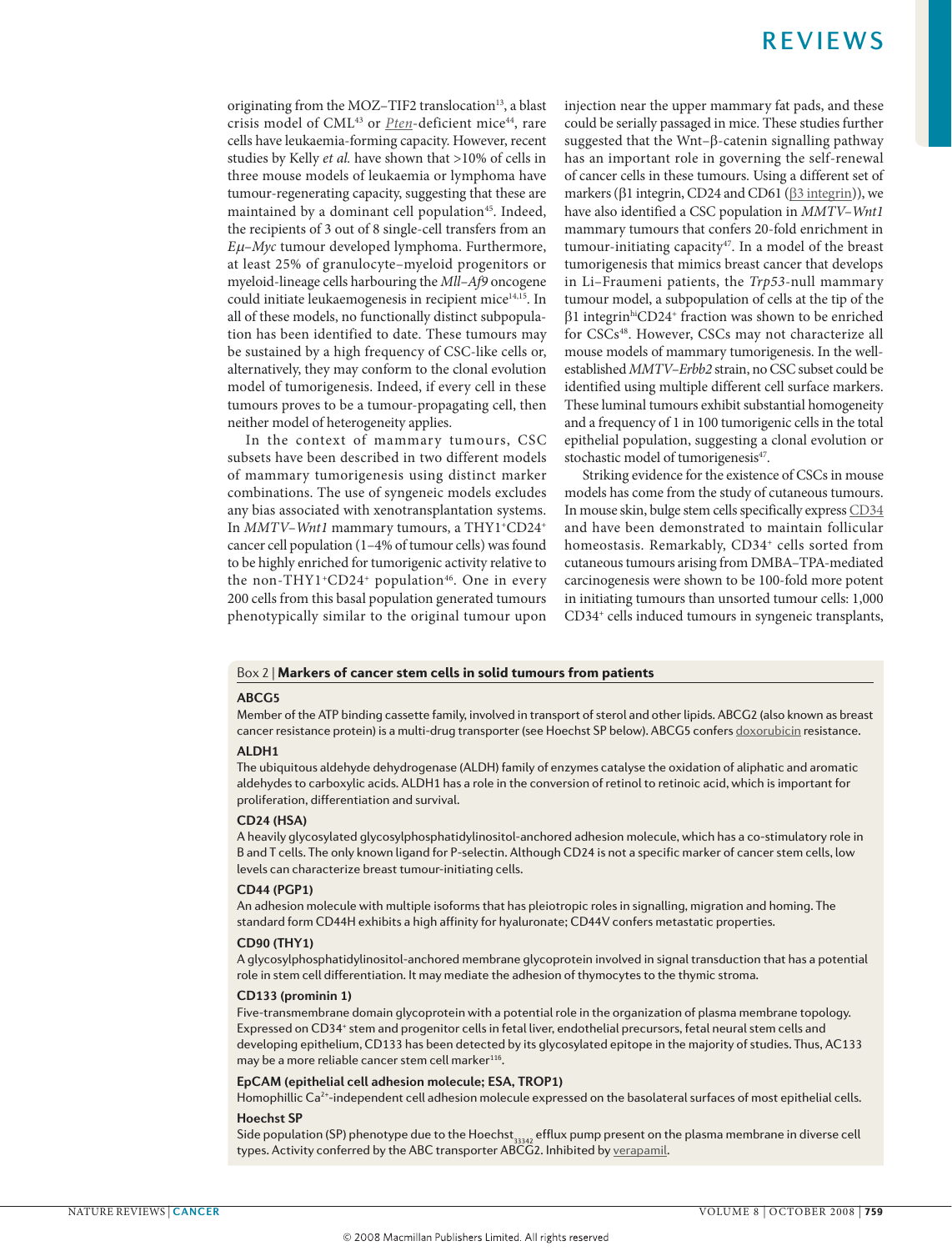originating from the MOZ–TIF2 translocation[13], a blast crisis model of CML[43] or *Pten*-deficient mice[44], rare cells have leukaemia-forming capacity. However, recent studies by Kelly *et al.* have shown that >10% of cells in three mouse models of leukaemia or lymphoma have tumour-regenerating capacity, suggesting that these are maintained by a dominant cell population[45]. Indeed, the recipients of 3 out of 8 single-cell transfers from an *Eμ–Myc* tumour developed lymphoma. Furthermore, at least 25% of granulocyte–myeloid progenitors or myeloid-lineage cells harbouring the *Mll–Af9* oncogene could initiate leukaemogenesis in recipient mice[14,15]. In all of these models, no functionally distinct subpopulation has been identified to date. These tumours may be sustained by a high frequency of CSC-like cells or, alternatively, they may conform to the clonal evolution model of tumorigenesis. Indeed, if every cell in these tumours proves to be a tumour-propagating cell, then neither model of heterogeneity applies.

In the context of mammary tumours, CSC subsets have been described in two different models of mammary tumorigenesis using distinct marker combinations. The use of syngeneic models excludes any bias associated with xenotransplantation systems. In *MMTV–Wnt1* mammary tumours, a THY1$^{+}$CD24$^{+}$ cancer cell population (1–4% of tumour cells) was found to be highly enriched for tumorigenic activity relative to the non-THY1$^{+}$CD24$^{+}$ population[46]. One in every 200 cells from this basal population generated tumours phenotypically similar to the original tumour upon injection near the upper mammary fat pads, and these could be serially passaged in mice. These studies further suggested that the Wnt–β-catenin signalling pathway has an important role in governing the self-renewal of cancer cells in these tumours. Using a different set of markers (β1 integrin, CD24 and CD61 (β3 integrin)), we have also identified a CSC population in *MMTV–Wnt1* mammary tumours that confers 20-fold enrichment in tumour-initiating capacity[47]. In a model of the breast tumorigenesis that mimics breast cancer that develops in Li–Fraumeni patients, the *Trp53*-null mammary tumour model, a subpopulation of cells at the tip of the β1 integrin$^{hi}$CD24$^{+}$ fraction was shown to be enriched for CSCs[48]. However, CSCs may not characterize all mouse models of mammary tumorigenesis. In the well-established *MMTV–Erbb2* strain, no CSC subset could be identified using multiple different cell surface markers. These luminal tumours exhibit substantial homogeneity and a frequency of 1 in 100 tumorigenic cells in the total epithelial population, suggesting a clonal evolution or stochastic model of tumorigenesis[47].

Striking evidence for the existence of CSCs in mouse models has come from the study of cutaneous tumours. In mouse skin, bulge stem cells specifically express CD34 and have been demonstrated to maintain follicular homeostasis. Remarkably, CD34$^{+}$ cells sorted from cutaneous tumours arising from DMBA–TPA-mediated carcinogenesis were shown to be 100-fold more potent in initiating tumours than unsorted tumour cells: 1,000 CD34$^{+}$ cells induced tumours in syngeneic transplants,

---

**Box 2 | Markers of cancer stem cells in solid tumours from patients**

**ABCG5**
Member of the ATP binding cassette family, involved in transport of sterol and other lipids. ABCG2 (also known as breast cancer resistance protein) is a multi-drug transporter (see Hoechst SP below). ABCG5 confers doxorubicin resistance.

**ALDH1**
The ubiquitous aldehyde dehydrogenase (ALDH) family of enzymes catalyse the oxidation of aliphatic and aromatic aldehydes to carboxylic acids. ALDH1 has a role in the conversion of retinol to retinoic acid, which is important for proliferation, differentiation and survival.

**CD24 (HSA)**
A heavily glycosylated glycosylphosphatidylinositol-anchored adhesion molecule, which has a co-stimulatory role in B and T cells. The only known ligand for P-selectin. Although CD24 is not a specific marker of cancer stem cells, low levels can characterize breast tumour-initiating cells.

**CD44 (PGP1)**
An adhesion molecule with multiple isoforms that has pleiotropic roles in signalling, migration and homing. The standard form CD44H exhibits a high affinity for hyaluronate; CD44V confers metastatic properties.

**CD90 (THY1)**
A glycosylphosphatidylinositol-anchored membrane glycoprotein involved in signal transduction that has a potential role in stem cell differentiation. It may mediate the adhesion of thymocytes to the thymic stroma.

**CD133 (prominin 1)**
Five-transmembrane domain glycoprotein with a potential role in the organization of plasma membrane topology. Expressed on CD34$^{+}$ stem and progenitor cells in fetal liver, endothelial precursors, fetal neural stem cells and developing epithelium, CD133 has been detected by its glycosylated epitope in the majority of studies. Thus, AC133 may be a more reliable cancer stem cell marker[116].

**EpCAM (epithelial cell adhesion molecule; ESA, TROP1)**
Homophillic $Ca^{2+}$-independent cell adhesion molecule expressed on the basolateral surfaces of most epithelial cells.

**Hoechst SP**
Side population (SP) phenotype due to the $Hoechst_{33342}$ efflux pump present on the plasma membrane in diverse cell types. Activity conferred by the ABC transporter ABCG2. Inhibited by verapamil.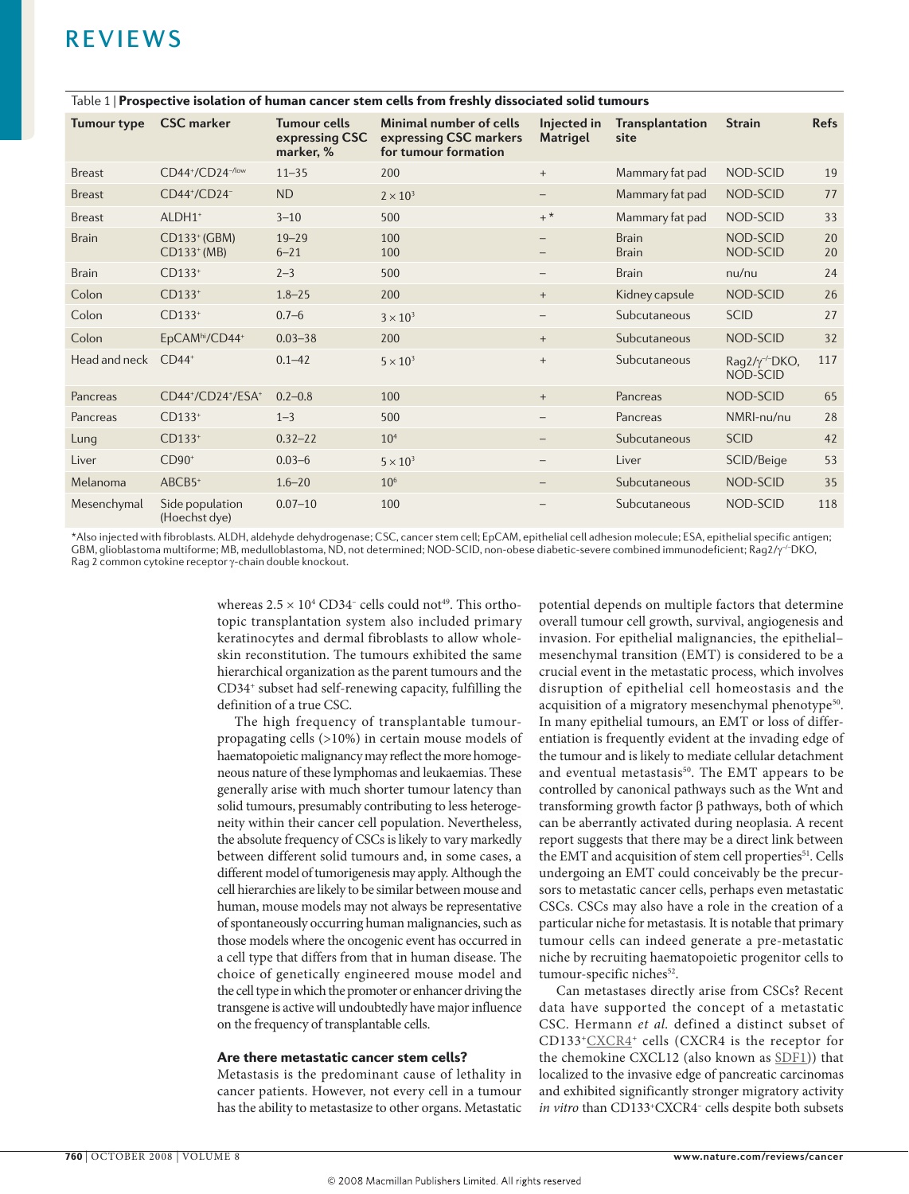Table 1 | **Prospective isolation of human cancer stem cells from freshly dissociated solid tumours**

| Tumour type | CSC marker | Tumour cells expressing CSC marker, % | Minimal number of cells expressing CSC markers for tumour formation | Injected in Matrigel | Transplantation site | Strain | Refs |
|---|---|---|---|---|---|---|---|
| Breast | $CD44^{+}/CD24^{-/low}$ | 11–35 | 200 | + | Mammary fat pad | NOD-SCID | 19 |
| Breast | $CD44^{+}/CD24^{-}$ | ND | $2 \times 10^{3}$ | – | Mammary fat pad | NOD-SCID | 77 |
| Breast | $ALDH1^{+}$ | 3–10 | 500 | +* | Mammary fat pad | NOD-SCID | 33 |
| Brain | $CD133^{+}$ (GBM) $CD133^{+}$ (MB) | 19–29 6–21 | 100 100 | – – | Brain Brain | NOD-SCID NOD-SCID | 20 20 |
| Brain | $CD133^{+}$ | 2–3 | 500 | – | Brain | nu/nu | 24 |
| Colon | $CD133^{+}$ | 1.8–25 | 200 | + | Kidney capsule | NOD-SCID | 26 |
| Colon | $CD133^{+}$ | 0.7–6 | $3 \times 10^{3}$ | – | Subcutaneous | SCID | 27 |
| Colon | $EpCAM^{hi}/CD44^{+}$ | 0.03–38 | 200 | + | Subcutaneous | NOD-SCID | 32 |
| Head and neck | $CD44^{+}$ | 0.1–42 | $5 \times 10^{3}$ | + | Subcutaneous | $Rag2/\gamma^{-/-}$DKO, NOD-SCID | 117 |
| Pancreas | $CD44^{+}/CD24^{+}/ESA^{+}$ | 0.2–0.8 | 100 | + | Pancreas | NOD-SCID | 65 |
| Pancreas | $CD133^{+}$ | 1–3 | 500 | – | Pancreas | NMRI-nu/nu | 28 |
| Lung | $CD133^{+}$ | 0.32–22 | $10^{4}$ | – | Subcutaneous | SCID | 42 |
| Liver | $CD90^{+}$ | 0.03–6 | $5 \times 10^{3}$ | – | Liver | SCID/Beige | 53 |
| Melanoma | $ABCB5^{+}$ | 1.6–20 | $10^{6}$ | – | Subcutaneous | NOD-SCID | 35 |
| Mesenchymal | Side population (Hoechst dye) | 0.07–10 | 100 | – | Subcutaneous | NOD-SCID | 118 |

*Also injected with fibroblasts. ALDH, aldehyde dehydrogenase; CSC, cancer stem cell; EpCAM, epithelial cell adhesion molecule; ESA, epithelial specific antigen; GBM, glioblastoma multiforme; MB, medulloblastoma, ND, not determined; NOD-SCID, non-obese diabetic-severe combined immunodeficient; $Rag2/\gamma^{-/-}$DKO, Rag 2 common cytokine receptor γ-chain double knockout.

whereas $2.5 \times 10^{4}$ $CD34^{-}$ cells could not[49]. This orthotopic transplantation system also included primary keratinocytes and dermal fibroblasts to allow whole-skin reconstitution. The tumours exhibited the same hierarchical organization as the parent tumours and the $CD34^{+}$ subset had self-renewing capacity, fulfilling the definition of a true CSC.

The high frequency of transplantable tumour-propagating cells (>10%) in certain mouse models of haematopoietic malignancy may reflect the more homogeneous nature of these lymphomas and leukaemias. These generally arise with much shorter tumour latency than solid tumours, presumably contributing to less heterogeneity within their cancer cell population. Nevertheless, the absolute frequency of CSCs is likely to vary markedly between different solid tumours and, in some cases, a different model of tumorigenesis may apply. Although the cell hierarchies are likely to be similar between mouse and human, mouse models may not always be representative of spontaneously occurring human malignancies, such as those models where the oncogenic event has occurred in a cell type that differs from that in human disease. The choice of genetically engineered mouse model and the cell type in which the promoter or enhancer driving the transgene is active will undoubtedly have major influence on the frequency of transplantable cells.

### Are there metastatic cancer stem cells?

Metastasis is the predominant cause of lethality in cancer patients. However, not every cell in a tumour has the ability to metastasize to other organs. Metastatic potential depends on multiple factors that determine overall tumour cell growth, survival, angiogenesis and invasion. For epithelial malignancies, the epithelial–mesenchymal transition (EMT) is considered to be a crucial event in the metastatic process, which involves disruption of epithelial cell homeostasis and the acquisition of a migratory mesenchymal phenotype[50]. In many epithelial tumours, an EMT or loss of differentiation is frequently evident at the invading edge of the tumour and is likely to mediate cellular detachment and eventual metastasis[50]. The EMT appears to be controlled by canonical pathways such as the Wnt and transforming growth factor β pathways, both of which can be aberrantly activated during neoplasia. A recent report suggests that there may be a direct link between the EMT and acquisition of stem cell properties[51]. Cells undergoing an EMT could conceivably be the precursors to metastatic cancer cells, perhaps even metastatic CSCs. CSCs may also have a role in the creation of a particular niche for metastasis. It is notable that primary tumour cells can indeed generate a pre-metastatic niche by recruiting haematopoietic progenitor cells to tumour-specific niches[52].

Can metastases directly arise from CSCs? Recent data have supported the concept of a metastatic CSC. Hermann *et al.* defined a distinct subset of $CD133^{+}CXCR4^{+}$ cells (CXCR4 is the receptor for the chemokine CXCL12 (also known as SDF1)) that localized to the invasive edge of pancreatic carcinomas and exhibited significantly stronger migratory activity *in vitro* than $CD133^{+}CXCR4^{-}$ cells despite both subsets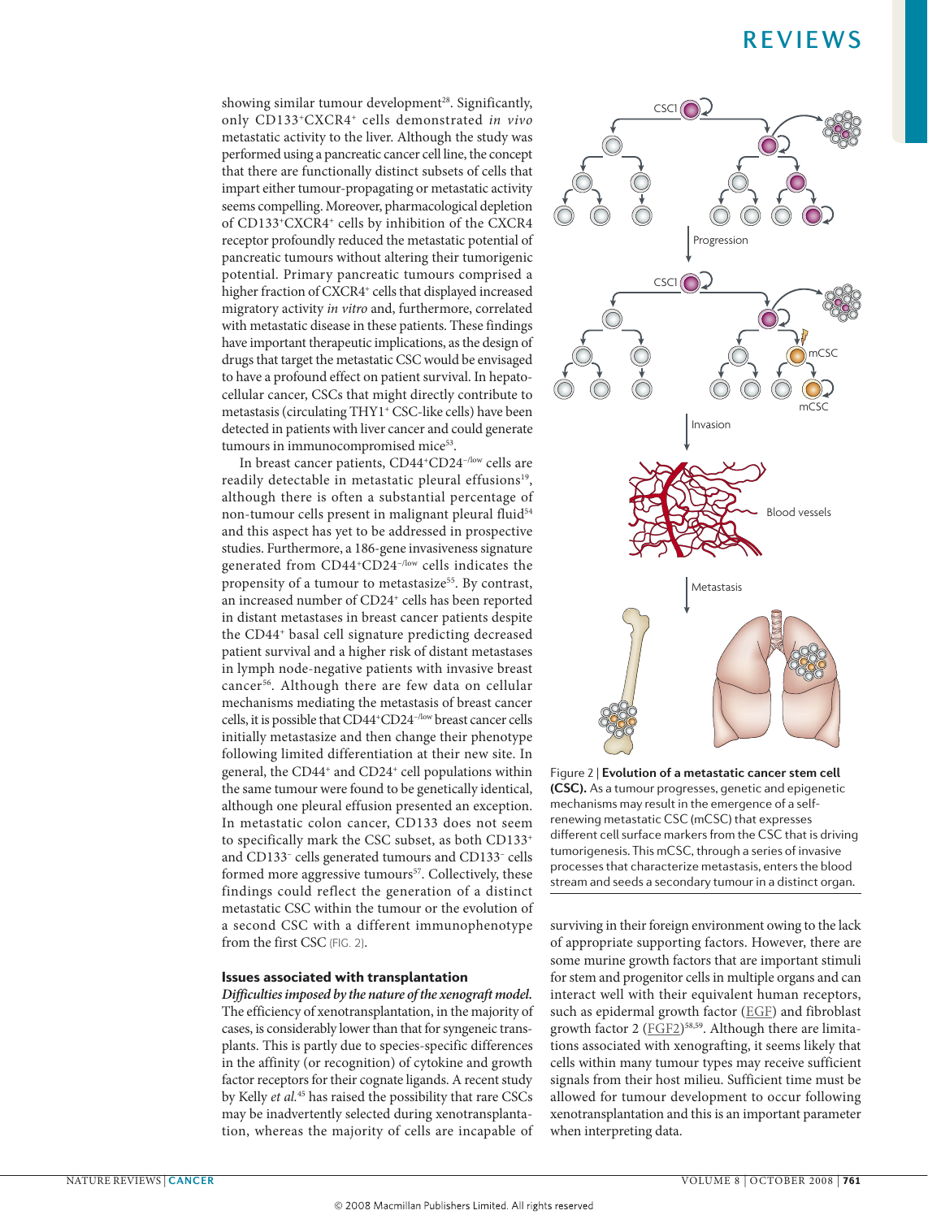showing similar tumour development[28]. Significantly, only CD133$^+$CXCR4$^+$ cells demonstrated *in vivo* metastatic activity to the liver. Although the study was performed using a pancreatic cancer cell line, the concept that there are functionally distinct subsets of cells that impart either tumour-propagating or metastatic activity seems compelling. Moreover, pharmacological depletion of CD133$^+$CXCR4$^+$ cells by inhibition of the CXCR4 receptor profoundly reduced the metastatic potential of pancreatic tumours without altering their tumorigenic potential. Primary pancreatic tumours comprised a higher fraction of CXCR4$^+$ cells that displayed increased migratory activity *in vitro* and, furthermore, correlated with metastatic disease in these patients. These findings have important therapeutic implications, as the design of drugs that target the metastatic CSC would be envisaged to have a profound effect on patient survival. In hepatocellular cancer, CSCs that might directly contribute to metastasis (circulating THY1$^+$ CSC-like cells) have been detected in patients with liver cancer and could generate tumours in immunocompromised mice[53].

In breast cancer patients, CD44$^+$CD24$^{-/low}$ cells are readily detectable in metastatic pleural effusions[19], although there is often a substantial percentage of non-tumour cells present in malignant pleural fluid[54] and this aspect has yet to be addressed in prospective studies. Furthermore, a 186-gene invasiveness signature generated from CD44$^+$CD24$^{-/low}$ cells indicates the propensity of a tumour to metastasize[55]. By contrast, an increased number of CD24$^+$ cells has been reported in distant metastases in breast cancer patients despite the CD44$^+$ basal cell signature predicting decreased patient survival and a higher risk of distant metastases in lymph node-negative patients with invasive breast cancer[56]. Although there are few data on cellular mechanisms mediating the metastasis of breast cancer cells, it is possible that CD44$^+$CD24$^{-/low}$ breast cancer cells initially metastasize and then change their phenotype following limited differentiation at their new site. In general, the CD44$^+$ and CD24$^+$ cell populations within the same tumour were found to be genetically identical, although one pleural effusion presented an exception. In metastatic colon cancer, CD133 does not seem to specifically mark the CSC subset, as both CD133$^+$ and CD133$^-$ cells generated tumours and CD133$^-$ cells formed more aggressive tumours[57]. Collectively, these findings could reflect the generation of a distinct metastatic CSC within the tumour or the evolution of a second CSC with a different immunophenotype from the first CSC (FIG. 2).

Figure 2 | **Evolution of a metastatic cancer stem cell (CSC).** As a tumour progresses, genetic and epigenetic mechanisms may result in the emergence of a self-renewing metastatic CSC (mCSC) that expresses different cell surface markers from the CSC that is driving tumorigenesis. This mCSC, through a series of invasive processes that characterize metastasis, enters the blood stream and seeds a secondary tumour in a distinct organ.

### Issues associated with transplantation

***Difficulties imposed by the nature of the xenograft model.*** The efficiency of xenotransplantation, in the majority of cases, is considerably lower than that for syngeneic transplants. This is partly due to species-specific differences in the affinity (or recognition) of cytokine and growth factor receptors for their cognate ligands. A recent study by Kelly *et al.*[45] has raised the possibility that rare CSCs may be inadvertently selected during xenotransplantation, whereas the majority of cells are incapable of surviving in their foreign environment owing to the lack of appropriate supporting factors. However, there are some murine growth factors that are important stimuli for stem and progenitor cells in multiple organs and can interact well with their equivalent human receptors, such as epidermal growth factor (EGF) and fibroblast growth factor 2 (FGF2)[58,59]. Although there are limitations associated with xenografting, it seems likely that cells within many tumour types may receive sufficient signals from their host milieu. Sufficient time must be allowed for tumour development to occur following xenotransplantation and this is an important parameter when interpreting data.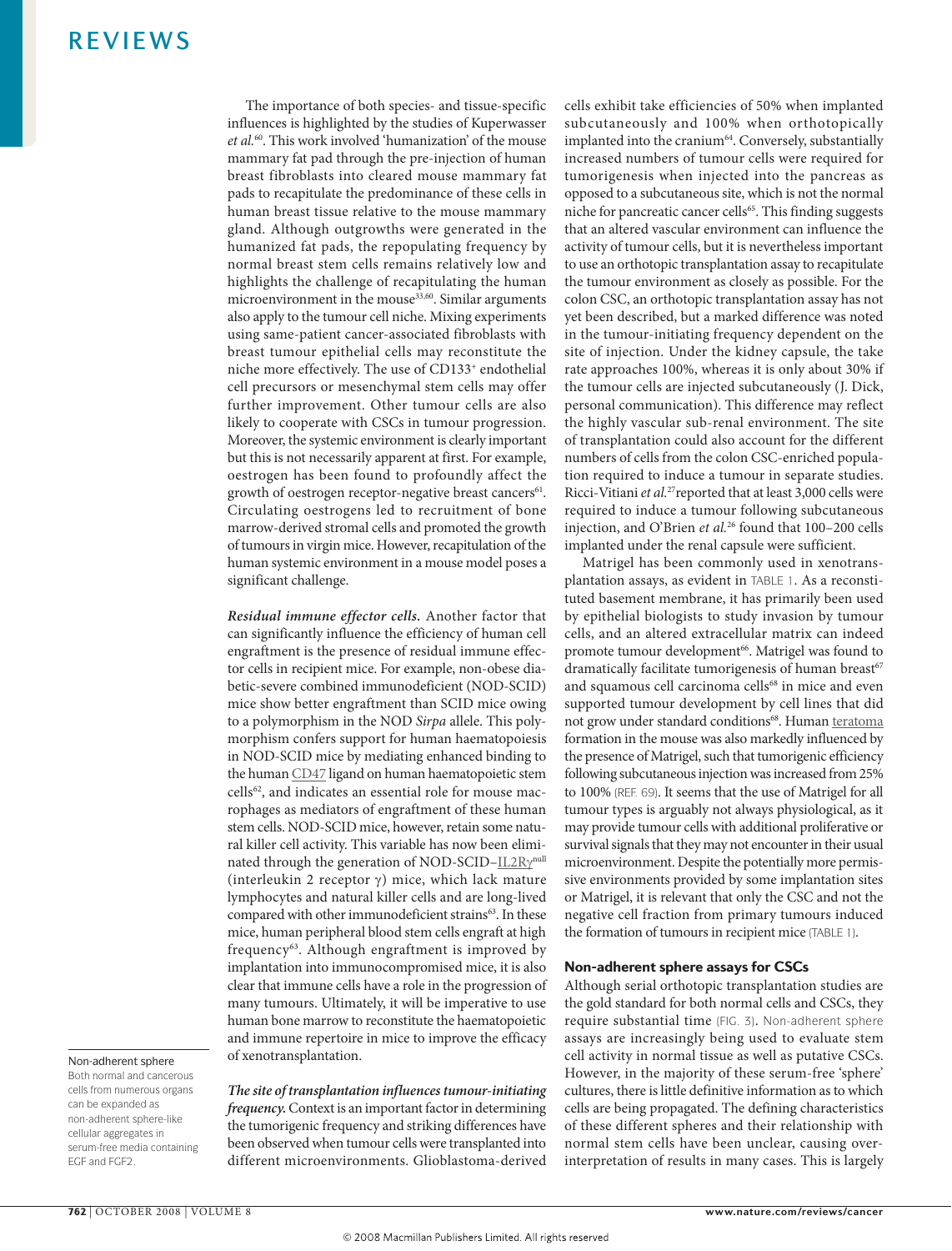The importance of both species- and tissue-specific influences is highlighted by the studies of Kuperwasser *et al.*[60]. This work involved 'humanization' of the mouse mammary fat pad through the pre-injection of human breast fibroblasts into cleared mouse mammary fat pads to recapitulate the predominance of these cells in human breast tissue relative to the mouse mammary gland. Although outgrowths were generated in the humanized fat pads, the repopulating frequency by normal breast stem cells remains relatively low and highlights the challenge of recapitulating the human microenvironment in the mouse[33,60]. Similar arguments also apply to the tumour cell niche. Mixing experiments using same-patient cancer-associated fibroblasts with breast tumour epithelial cells may reconstitute the niche more effectively. The use of CD133[+] endothelial cell precursors or mesenchymal stem cells may offer further improvement. Other tumour cells are also likely to cooperate with CSCs in tumour progression. Moreover, the systemic environment is clearly important but this is not necessarily apparent at first. For example, oestrogen has been found to profoundly affect the growth of oestrogen receptor-negative breast cancers[61]. Circulating oestrogens led to recruitment of bone marrow-derived stromal cells and promoted the growth of tumours in virgin mice. However, recapitulation of the human systemic environment in a mouse model poses a significant challenge.

***Residual immune effector cells.*** Another factor that can significantly influence the efficiency of human cell engraftment is the presence of residual immune effector cells in recipient mice. For example, non-obese diabetic-severe combined immunodeficient (NOD-SCID) mice show better engraftment than SCID mice owing to a polymorphism in the NOD *Sirpa* allele. This polymorphism confers support for human haematopoiesis in NOD-SCID mice by mediating enhanced binding to the human CD47 ligand on human haematopoietic stem cells[62], and indicates an essential role for mouse macrophages as mediators of engraftment of these human stem cells. NOD-SCID mice, however, retain some natural killer cell activity. This variable has now been eliminated through the generation of NOD-SCID–IL2Rγ[null] (interleukin 2 receptor γ) mice, which lack mature lymphocytes and natural killer cells and are long-lived compared with other immunodeficient strains[63]. In these mice, human peripheral blood stem cells engraft at high frequency[63]. Although engraftment is improved by implantation into immunocompromised mice, it is also clear that immune cells have a role in the progression of many tumours. Ultimately, it will be imperative to use human bone marrow to reconstitute the haematopoietic and immune repertoire in mice to improve the efficacy of xenotransplantation.

***The site of transplantation influences tumour-initiating frequency.*** Context is an important factor in determining the tumorigenic frequency and striking differences have been observed when tumour cells were transplanted into different microenvironments. Glioblastoma-derived cells exhibit take efficiencies of 50% when implanted subcutaneously and 100% when orthotopically implanted into the cranium[64]. Conversely, substantially increased numbers of tumour cells were required for tumorigenesis when injected into the pancreas as opposed to a subcutaneous site, which is not the normal niche for pancreatic cancer cells[65]. This finding suggests that an altered vascular environment can influence the activity of tumour cells, but it is nevertheless important to use an orthotopic transplantation assay to recapitulate the tumour environment as closely as possible. For the colon CSC, an orthotopic transplantation assay has not yet been described, but a marked difference was noted in the tumour-initiating frequency dependent on the site of injection. Under the kidney capsule, the take rate approaches 100%, whereas it is only about 30% if the tumour cells are injected subcutaneously (J. Dick, personal communication). This difference may reflect the highly vascular sub-renal environment. The site of transplantation could also account for the different numbers of cells from the colon CSC-enriched population required to induce a tumour in separate studies. Ricci-Vitiani *et al.*[27] reported that at least 3,000 cells were required to induce a tumour following subcutaneous injection, and O'Brien *et al.*[26] found that 100–200 cells implanted under the renal capsule were sufficient.

Matrigel has been commonly used in xenotransplantation assays, as evident in TABLE 1. As a reconstituted basement membrane, it has primarily been used by epithelial biologists to study invasion by tumour cells, and an altered extracellular matrix can indeed promote tumour development[66]. Matrigel was found to dramatically facilitate tumorigenesis of human breast[67] and squamous cell carcinoma cells[68] in mice and even supported tumour development by cell lines that did not grow under standard conditions[68]. Human teratoma formation in the mouse was also markedly influenced by the presence of Matrigel, such that tumorigenic efficiency following subcutaneous injection was increased from 25% to 100% (REF. 69). It seems that the use of Matrigel for all tumour types is arguably not always physiological, as it may provide tumour cells with additional proliferative or survival signals that they may not encounter in their usual microenvironment. Despite the potentially more permissive environments provided by some implantation sites or Matrigel, it is relevant that only the CSC and not the negative cell fraction from primary tumours induced the formation of tumours in recipient mice (TABLE 1).

## Non-adherent sphere assays for CSCs

Although serial orthotopic transplantation studies are the gold standard for both normal cells and CSCs, they require substantial time (FIG. 3). Non-adherent sphere assays are increasingly being used to evaluate stem cell activity in normal tissue as well as putative CSCs. However, in the majority of these serum-free 'sphere' cultures, there is little definitive information as to which cells are being propagated. The defining characteristics of these different spheres and their relationship with normal stem cells have been unclear, causing over-interpretation of results in many cases. This is largely

**Non-adherent sphere**
Both normal and cancerous cells from numerous organs can be expanded as non-adherent sphere-like cellular aggregates in serum-free media containing EGF and FGF2.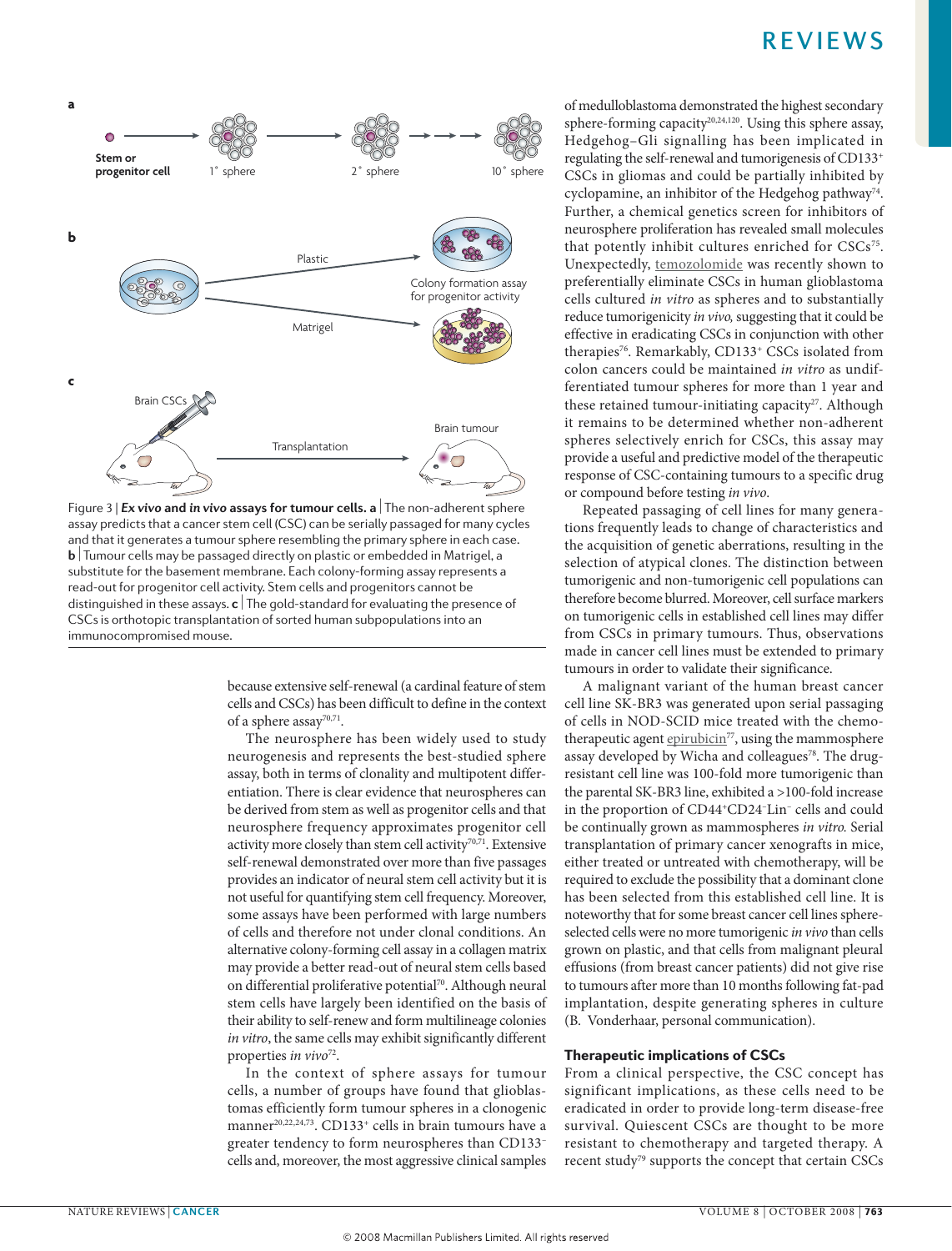Figure 3 | ***Ex vivo* and *in vivo* assays for tumour cells. a** | The non-adherent sphere assay predicts that a cancer stem cell (CSC) can be serially passaged for many cycles and that it generates a tumour sphere resembling the primary sphere in each case. **b** | Tumour cells may be passaged directly on plastic or embedded in Matrigel, a substitute for the basement membrane. Each colony-forming assay represents a read-out for progenitor cell activity. Stem cells and progenitors cannot be distinguished in these assays. **c** | The gold-standard for evaluating the presence of CSCs is orthotopic transplantation of sorted human subpopulations into an immunocompromised mouse.

because extensive self-renewal (a cardinal feature of stem cells and CSCs) has been difficult to define in the context of a sphere assay[70,71].

The neurosphere has been widely used to study neurogenesis and represents the best-studied sphere assay, both in terms of clonality and multipotent differentiation. There is clear evidence that neurospheres can be derived from stem as well as progenitor cells and that neurosphere frequency approximates progenitor cell activity more closely than stem cell activity[70,71]. Extensive self-renewal demonstrated over more than five passages provides an indicator of neural stem cell activity but it is not useful for quantifying stem cell frequency. Moreover, some assays have been performed with large numbers of cells and therefore not under clonal conditions. An alternative colony-forming cell assay in a collagen matrix may provide a better read-out of neural stem cells based on differential proliferative potential[70]. Although neural stem cells have largely been identified on the basis of their ability to self-renew and form multilineage colonies *in vitro*, the same cells may exhibit significantly different properties *in vivo*[72].

In the context of sphere assays for tumour cells, a number of groups have found that glioblastomas efficiently form tumour spheres in a clonogenic manner[20,22,24,73]. CD133$^+$ cells in brain tumours have a greater tendency to form neurospheres than CD133$^-$ cells and, moreover, the most aggressive clinical samples of medulloblastoma demonstrated the highest secondary sphere-forming capacity[20,24,120]. Using this sphere assay, Hedgehog–Gli signalling has been implicated in regulating the self-renewal and tumorigenesis of CD133$^+$ CSCs in gliomas and could be partially inhibited by cyclopamine, an inhibitor of the Hedgehog pathway[74]. Further, a chemical genetics screen for inhibitors of neurosphere proliferation has revealed small molecules that potently inhibit cultures enriched for CSCs[75]. Unexpectedly, temozolomide was recently shown to preferentially eliminate CSCs in human glioblastoma cells cultured *in vitro* as spheres and to substantially reduce tumorigenicity *in vivo*, suggesting that it could be effective in eradicating CSCs in conjunction with other therapies[76]. Remarkably, CD133$^+$ CSCs isolated from colon cancers could be maintained *in vitro* as undifferentiated tumour spheres for more than 1 year and these retained tumour-initiating capacity[27]. Although it remains to be determined whether non-adherent spheres selectively enrich for CSCs, this assay may provide a useful and predictive model of the therapeutic response of CSC-containing tumours to a specific drug or compound before testing *in vivo*.

Repeated passaging of cell lines for many generations frequently leads to change of characteristics and the acquisition of genetic aberrations, resulting in the selection of atypical clones. The distinction between tumorigenic and non-tumorigenic cell populations can therefore become blurred. Moreover, cell surface markers on tumorigenic cells in established cell lines may differ from CSCs in primary tumours. Thus, observations made in cancer cell lines must be extended to primary tumours in order to validate their significance.

A malignant variant of the human breast cancer cell line SK-BR3 was generated upon serial passaging of cells in NOD-SCID mice treated with the chemotherapeutic agent epirubicin[77], using the mammosphere assay developed by Wicha and colleagues[78]. The drug-resistant cell line was 100-fold more tumorigenic than the parental SK-BR3 line, exhibited a >100-fold increase in the proportion of CD44$^+$CD24$^-$Lin$^-$ cells and could be continually grown as mammospheres *in vitro*. Serial transplantation of primary cancer xenografts in mice, either treated or untreated with chemotherapy, will be required to exclude the possibility that a dominant clone has been selected from this established cell line. It is noteworthy that for some breast cancer cell lines sphere-selected cells were no more tumorigenic *in vivo* than cells grown on plastic, and that cells from malignant pleural effusions (from breast cancer patients) did not give rise to tumours after more than 10 months following fat-pad implantation, despite generating spheres in culture (B. Vonderhaar, personal communication).

## Therapeutic implications of CSCs

From a clinical perspective, the CSC concept has significant implications, as these cells need to be eradicated in order to provide long-term disease-free survival. Quiescent CSCs are thought to be more resistant to chemotherapy and targeted therapy. A recent study[79] supports the concept that certain CSCs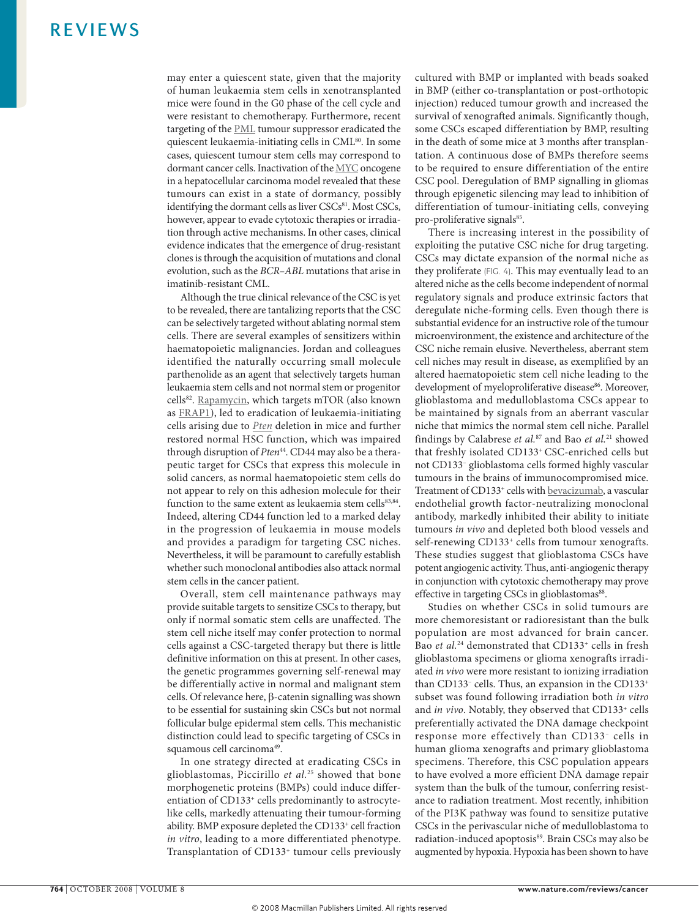may enter a quiescent state, given that the majority of human leukaemia stem cells in xenotransplanted mice were found in the G0 phase of the cell cycle and were resistant to chemotherapy. Furthermore, recent targeting of the PML tumour suppressor eradicated the quiescent leukaemia-initiating cells in CML[80]. In some cases, quiescent tumour stem cells may correspond to dormant cancer cells. Inactivation of the MYC oncogene in a hepatocellular carcinoma model revealed that these tumours can exist in a state of dormancy, possibly identifying the dormant cells as liver CSCs[81]. Most CSCs, however, appear to evade cytotoxic therapies or irradiation through active mechanisms. In other cases, clinical evidence indicates that the emergence of drug-resistant clones is through the acquisition of mutations and clonal evolution, such as the *BCR–ABL* mutations that arise in imatinib-resistant CML.

Although the true clinical relevance of the CSC is yet to be revealed, there are tantalizing reports that the CSC can be selectively targeted without ablating normal stem cells. There are several examples of sensitizers within haematopoietic malignancies. Jordan and colleagues identified the naturally occurring small molecule parthenolide as an agent that selectively targets human leukaemia stem cells and not normal stem or progenitor cells[82]. Rapamycin, which targets mTOR (also known as FRAP1), led to eradication of leukaemia-initiating cells arising due to *Pten* deletion in mice and further restored normal HSC function, which was impaired through disruption of *Pten*[44]. CD44 may also be a therapeutic target for CSCs that express this molecule in solid cancers, as normal haematopoietic stem cells do not appear to rely on this adhesion molecule for their function to the same extent as leukaemia stem cells[83,84]. Indeed, altering CD44 function led to a marked delay in the progression of leukaemia in mouse models and provides a paradigm for targeting CSC niches. Nevertheless, it will be paramount to carefully establish whether such monoclonal antibodies also attack normal stem cells in the cancer patient.

Overall, stem cell maintenance pathways may provide suitable targets to sensitize CSCs to therapy, but only if normal somatic stem cells are unaffected. The stem cell niche itself may confer protection to normal cells against a CSC-targeted therapy but there is little definitive information on this at present. In other cases, the genetic programmes governing self-renewal may be differentially active in normal and malignant stem cells. Of relevance here, β-catenin signalling was shown to be essential for sustaining skin CSCs but not normal follicular bulge epidermal stem cells. This mechanistic distinction could lead to specific targeting of CSCs in squamous cell carcinoma[49].

In one strategy directed at eradicating CSCs in glioblastomas, Piccirillo *et al.*[25] showed that bone morphogenetic proteins (BMPs) could induce differentiation of CD133$^+$ cells predominantly to astrocyte-like cells, markedly attenuating their tumour-forming ability. BMP exposure depleted the CD133$^+$ cell fraction *in vitro*, leading to a more differentiated phenotype. Transplantation of CD133$^+$ tumour cells previously cultured with BMP or implanted with beads soaked in BMP (either co-transplantation or post-orthotopic injection) reduced tumour growth and increased the survival of xenografted animals. Significantly though, some CSCs escaped differentiation by BMP, resulting in the death of some mice at 3 months after transplantation. A continuous dose of BMPs therefore seems to be required to ensure differentiation of the entire CSC pool. Deregulation of BMP signalling in gliomas through epigenetic silencing may lead to inhibition of differentiation of tumour-initiating cells, conveying pro-proliferative signals[85].

There is increasing interest in the possibility of exploiting the putative CSC niche for drug targeting. CSCs may dictate expansion of the normal niche as they proliferate (FIG. 4). This may eventually lead to an altered niche as the cells become independent of normal regulatory signals and produce extrinsic factors that deregulate niche-forming cells. Even though there is substantial evidence for an instructive role of the tumour microenvironment, the existence and architecture of the CSC niche remain elusive. Nevertheless, aberrant stem cell niches may result in disease, as exemplified by an altered haematopoietic stem cell niche leading to the development of myeloproliferative disease[86]. Moreover, glioblastoma and medulloblastoma CSCs appear to be maintained by signals from an aberrant vascular niche that mimics the normal stem cell niche. Parallel findings by Calabrese *et al.*[87] and Bao *et al.*[21] showed that freshly isolated CD133$^+$ CSC-enriched cells but not CD133$^-$ glioblastoma cells formed highly vascular tumours in the brains of immunocompromised mice. Treatment of CD133$^+$ cells with bevacizumab, a vascular endothelial growth factor-neutralizing monoclonal antibody, markedly inhibited their ability to initiate tumours *in vivo* and depleted both blood vessels and self-renewing CD133$^+$ cells from tumour xenografts. These studies suggest that glioblastoma CSCs have potent angiogenic activity. Thus, anti-angiogenic therapy in conjunction with cytotoxic chemotherapy may prove effective in targeting CSCs in glioblastomas[88].

Studies on whether CSCs in solid tumours are more chemoresistant or radioresistant than the bulk population are most advanced for brain cancer. Bao *et al.*[24] demonstrated that CD133$^+$ cells in fresh glioblastoma specimens or glioma xenografts irradiated *in vivo* were more resistant to ionizing irradiation than CD133$^-$ cells. Thus, an expansion in the CD133$^+$ subset was found following irradiation both *in vitro* and *in vivo*. Notably, they observed that CD133$^+$ cells preferentially activated the DNA damage checkpoint response more effectively than CD133$^-$ cells in human glioma xenografts and primary glioblastoma specimens. Therefore, this CSC population appears to have evolved a more efficient DNA damage repair system than the bulk of the tumour, conferring resistance to radiation treatment. Most recently, inhibition of the PI3K pathway was found to sensitize putative CSCs in the perivascular niche of medulloblastoma to radiation-induced apoptosis[89]. Brain CSCs may also be augmented by hypoxia. Hypoxia has been shown to have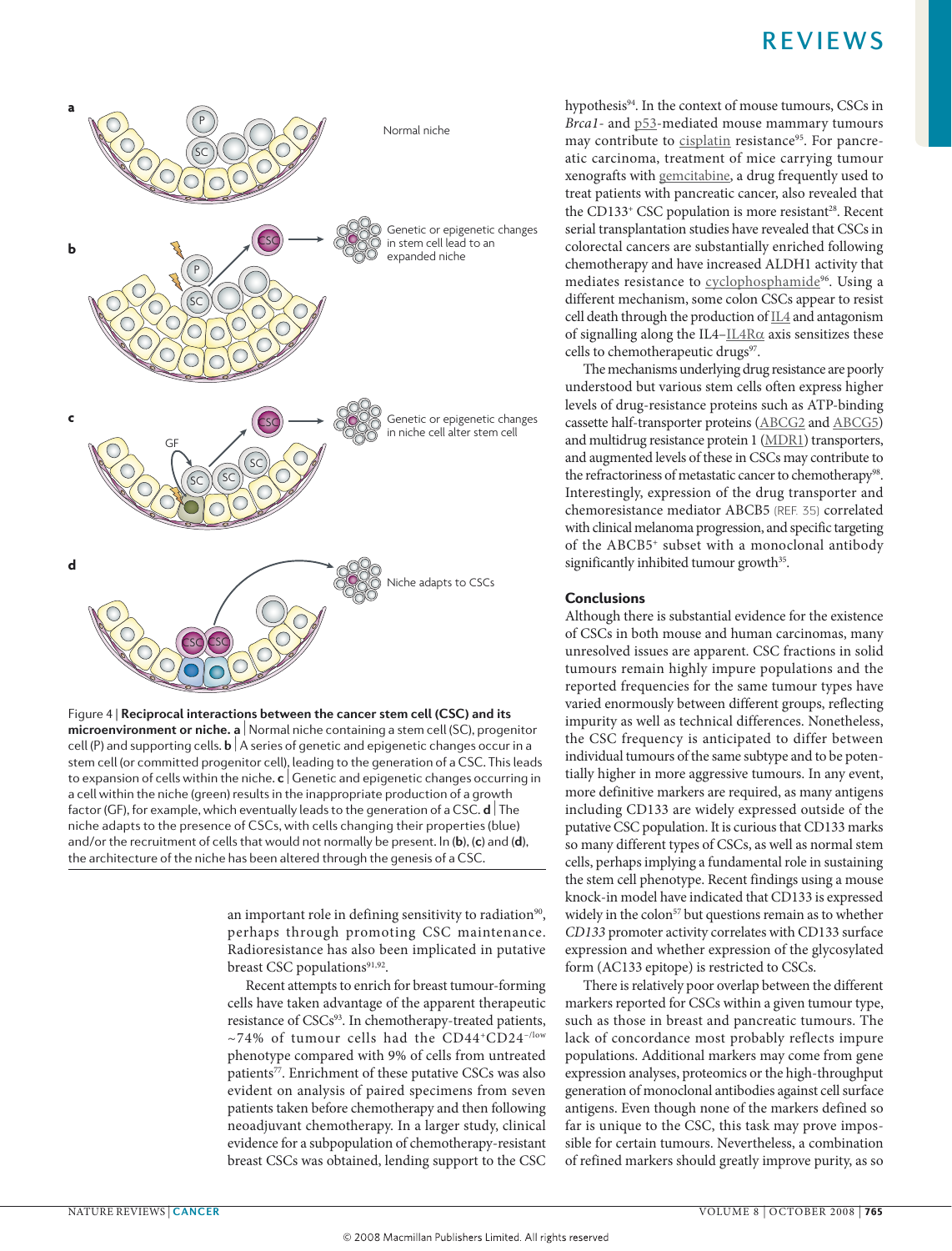Figure 4 | **Reciprocal interactions between the cancer stem cell (CSC) and its microenvironment or niche. a** | Normal niche containing a stem cell (SC), progenitor cell (P) and supporting cells. **b** | A series of genetic and epigenetic changes occur in a stem cell (or committed progenitor cell), leading to the generation of a CSC. This leads to expansion of cells within the niche. **c** | Genetic and epigenetic changes occurring in a cell within the niche (green) results in the inappropriate production of a growth factor (GF), for example, which eventually leads to the generation of a CSC. **d** | The niche adapts to the presence of CSCs, with cells changing their properties (blue) and/or the recruitment of cells that would not normally be present. In (**b**), (**c**) and (**d**), the architecture of the niche has been altered through the genesis of a CSC.

an important role in defining sensitivity to radiation[90], perhaps through promoting CSC maintenance. Radioresistance has also been implicated in putative breast CSC populations[91,92].

Recent attempts to enrich for breast tumour-forming cells have taken advantage of the apparent therapeutic resistance of CSCs[93]. In chemotherapy-treated patients, ~74% of tumour cells had the CD44$^+$CD24$^{-/low}$ phenotype compared with 9% of cells from untreated patients[77]. Enrichment of these putative CSCs was also evident on analysis of paired specimens from seven patients taken before chemotherapy and then following neoadjuvant chemotherapy. In a larger study, clinical evidence for a subpopulation of chemotherapy-resistant breast CSCs was obtained, lending support to the CSC hypothesis[94]. In the context of mouse tumours, CSCs in *Brca1*- and p53-mediated mouse mammary tumours may contribute to cisplatin resistance[95]. For pancreatic carcinoma, treatment of mice carrying tumour xenografts with gemcitabine, a drug frequently used to treat patients with pancreatic cancer, also revealed that the CD133$^+$ CSC population is more resistant[28]. Recent serial transplantation studies have revealed that CSCs in colorectal cancers are substantially enriched following chemotherapy and have increased ALDH1 activity that mediates resistance to cyclophosphamide[96]. Using a different mechanism, some colon CSCs appear to resist cell death through the production of IL4 and antagonism of signalling along the IL4–IL4Rα axis sensitizes these cells to chemotherapeutic drugs[97].

The mechanisms underlying drug resistance are poorly understood but various stem cells often express higher levels of drug-resistance proteins such as ATP-binding cassette half-transporter proteins (ABCG2 and ABCG5) and multidrug resistance protein 1 (MDR1) transporters, and augmented levels of these in CSCs may contribute to the refractoriness of metastatic cancer to chemotherapy[98]. Interestingly, expression of the drug transporter and chemoresistance mediator ABCB5 (REF. 35) correlated with clinical melanoma progression, and specific targeting of the ABCB5$^+$ subset with a monoclonal antibody significantly inhibited tumour growth[35].

## Conclusions

Although there is substantial evidence for the existence of CSCs in both mouse and human carcinomas, many unresolved issues are apparent. CSC fractions in solid tumours remain highly impure populations and the reported frequencies for the same tumour types have varied enormously between different groups, reflecting impurity as well as technical differences. Nonetheless, the CSC frequency is anticipated to differ between individual tumours of the same subtype and to be potentially higher in more aggressive tumours. In any event, more definitive markers are required, as many antigens including CD133 are widely expressed outside of the putative CSC population. It is curious that CD133 marks so many different types of CSCs, as well as normal stem cells, perhaps implying a fundamental role in sustaining the stem cell phenotype. Recent findings using a mouse knock-in model have indicated that CD133 is expressed widely in the colon[57] but questions remain as to whether *CD133* promoter activity correlates with CD133 surface expression and whether expression of the glycosylated form (AC133 epitope) is restricted to CSCs.

There is relatively poor overlap between the different markers reported for CSCs within a given tumour type, such as those in breast and pancreatic tumours. The lack of concordance most probably reflects impure populations. Additional markers may come from gene expression analyses, proteomics or the high-throughput generation of monoclonal antibodies against cell surface antigens. Even though none of the markers defined so far is unique to the CSC, this task may prove impossible for certain tumours. Nevertheless, a combination of refined markers should greatly improve purity, as so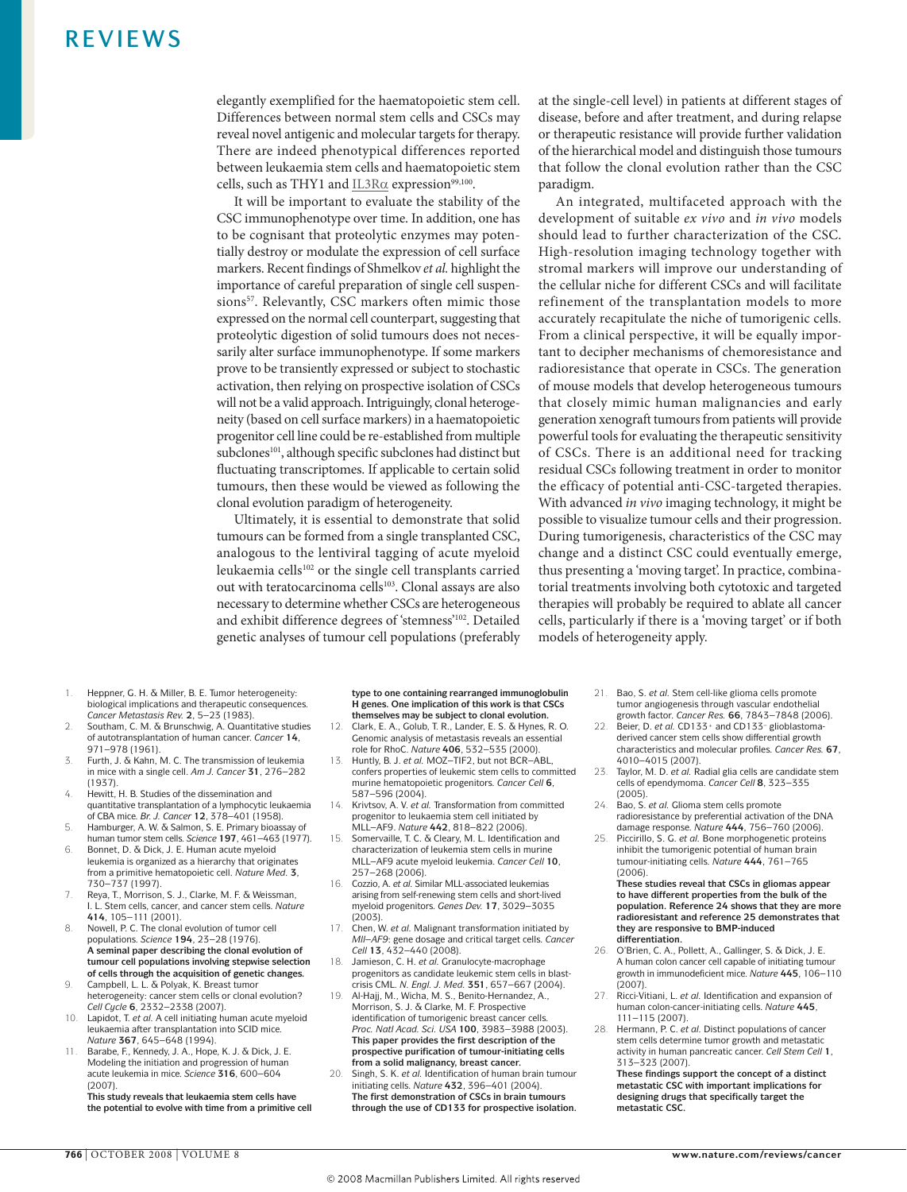elegantly exemplified for the haematopoietic stem cell. Differences between normal stem cells and CSCs may reveal novel antigenic and molecular targets for therapy. There are indeed phenotypical differences reported between leukaemia stem cells and haematopoietic stem cells, such as THY1 and IL3Rα expression[99,100].

It will be important to evaluate the stability of the CSC immunophenotype over time. In addition, one has to be cognisant that proteolytic enzymes may potentially destroy or modulate the expression of cell surface markers. Recent findings of Shmelkov *et al.* highlight the importance of careful preparation of single cell suspensions[57]. Relevantly, CSC markers often mimic those expressed on the normal cell counterpart, suggesting that proteolytic digestion of solid tumours does not necessarily alter surface immunophenotype. If some markers prove to be transiently expressed or subject to stochastic activation, then relying on prospective isolation of CSCs will not be a valid approach. Intriguingly, clonal heterogeneity (based on cell surface markers) in a haematopoietic progenitor cell line could be re-established from multiple subclones[101], although specific subclones had distinct but fluctuating transcriptomes. If applicable to certain solid tumours, then these would be viewed as following the clonal evolution paradigm of heterogeneity.

Ultimately, it is essential to demonstrate that solid tumours can be formed from a single transplanted CSC, analogous to the lentiviral tagging of acute myeloid leukaemia cells[102] or the single cell transplants carried out with teratocarcinoma cells[103]. Clonal assays are also necessary to determine whether CSCs are heterogeneous and exhibit difference degrees of 'stemness'[102]. Detailed genetic analyses of tumour cell populations (preferably at the single-cell level) in patients at different stages of disease, before and after treatment, and during relapse or therapeutic resistance will provide further validation of the hierarchical model and distinguish those tumours that follow the clonal evolution rather than the CSC paradigm.

An integrated, multifaceted approach with the development of suitable *ex vivo* and *in vivo* models should lead to further characterization of the CSC. High-resolution imaging technology together with stromal markers will improve our understanding of the cellular niche for different CSCs and will facilitate refinement of the transplantation models to more accurately recapitulate the niche of tumorigenic cells. From a clinical perspective, it will be equally important to decipher mechanisms of chemoresistance and radioresistance that operate in CSCs. The generation of mouse models that develop heterogeneous tumours that closely mimic human malignancies and early generation xenograft tumours from patients will provide powerful tools for evaluating the therapeutic sensitivity of CSCs. There is an additional need for tracking residual CSCs following treatment in order to monitor the efficacy of potential anti-CSC-targeted therapies. With advanced *in vivo* imaging technology, it might be possible to visualize tumour cells and their progression. During tumorigenesis, characteristics of the CSC may change and a distinct CSC could eventually emerge, thus presenting a 'moving target'. In practice, combinatorial treatments involving both cytotoxic and targeted therapies will probably be required to ablate all cancer cells, particularly if there is a 'moving target' or if both models of heterogeneity apply.

1. Heppner, G. H. & Miller, B. E. Tumor heterogeneity: biological implications and therapeutic consequences. *Cancer Metastasis Rev.* **2**, 5–23 (1983).
2. Southam, C. M. & Brunschwig, A. Quantitative studies of autotransplantation of human cancer. *Cancer* **14**, 971–978 (1961).
3. Furth, J. & Kahn, M. C. The transmission of leukemia in mice with a single cell. *Am J. Cancer* **31**, 276–282 (1937).
4. Hewitt, H. B. Studies of the dissemination and quantitative transplantation of a lymphocytic leukaemia of CBA mice. *Br. J. Cancer* **12**, 378–401 (1958).
5. Hamburger, A. W. & Salmon, S. E. Primary bioassay of human tumor stem cells. *Science* **197**, 461–463 (1977).
6. Bonnet, D. & Dick, J. E. Human acute myeloid leukemia is organized as a hierarchy that originates from a primitive hematopoietic cell. *Nature Med.* **3**, 730–737 (1997).
7. Reya, T., Morrison, S. J., Clarke, M. F. & Weissman, I. L. Stem cells, cancer, and cancer stem cells. *Nature* **414**, 105–111 (2001).
8. Nowell, P. C. The clonal evolution of tumor cell populations. *Science* **194**, 23–28 (1976). **A seminal paper describing the clonal evolution of tumour cell populations involving stepwise selection of cells through the acquisition of genetic changes.**
9. Campbell, L. L. & Polyak, K. Breast tumor heterogeneity: cancer stem cells or clonal evolution? *Cell Cycle* **6**, 2332–2338 (2007).
10. Lapidot, T. *et al.* A cell initiating human acute myeloid leukaemia after transplantation into SCID mice. *Nature* **367**, 645–648 (1994).
11. Barabe, F., Kennedy, J. A., Hope, K. J. & Dick, J. E. Modeling the initiation and progression of human acute leukemia in mice. *Science* **316**, 600–604 (2007). **This study reveals that leukaemia stem cells have the potential to evolve with time from a primitive cell type to one containing rearranged immunoglobulin H genes. One implication of this work is that CSCs themselves may be subject to clonal evolution.**
12. Clark, E. A., Golub, T. R., Lander, E. S. & Hynes, R. O. Genomic analysis of metastasis reveals an essential role for RhoC. *Nature* **406**, 532–535 (2000).
13. Huntly, B. J. *et al.* MOZ–TIF2, but not BCR–ABL, confers properties of leukemic stem cells to committed murine hematopoietic progenitors. *Cancer Cell* **6**, 587–596 (2004).
14. Krivtsov, A. V. *et al.* Transformation from committed progenitor to leukaemia stem cell initiated by MLL–AF9. *Nature* **442**, 818–822 (2006).
15. Somervaille, T. C. & Cleary, M. L. Identification and characterization of leukemia stem cells in murine MLL–AF9 acute myeloid leukemia. *Cancer Cell* **10**, 257–268 (2006).
16. Cozzio, A. *et al.* Similar MLL-associated leukemias arising from self-renewing stem cells and short-lived myeloid progenitors. *Genes Dev.* **17**, 3029–3035 (2003).
17. Chen, W. *et al.* Malignant transformation initiated by *Mll–AF9*: gene dosage and critical target cells. *Cancer Cell* **13**, 432–440 (2008).
18. Jamieson, C. H. *et al.* Granulocyte-macrophage progenitors as candidate leukemic stem cells in blast-crisis CML. *N. Engl. J. Med.* **351**, 657–667 (2004).
19. Al-Hajj, M., Wicha, M. S., Benito-Hernandez, A., Morrison, S. J. & Clarke, M. F. Prospective identification of tumorigenic breast cancer cells. *Proc. Natl Acad. Sci. USA* **100**, 3983–3988 (2003). **This paper provides the first description of the prospective purification of tumour-initiating cells from a solid malignancy, breast cancer.**
20. Singh, S. K. *et al.* Identification of human brain tumour initiating cells. *Nature* **432**, 396–401 (2004). **The first demonstration of CSCs in brain tumours through the use of CD133 for prospective isolation.**
21. Bao, S. *et al.* Stem cell-like glioma cells promote tumor angiogenesis through vascular endothelial growth factor. *Cancer Res.* **66**, 7843–7848 (2006).
22. Beier, D. *et al.* CD133+ and CD133− glioblastoma-derived cancer stem cells show differential growth characteristics and molecular profiles. *Cancer Res.* **67**, 4010–4015 (2007).
23. Taylor, M. D. *et al.* Radial glia cells are candidate stem cells of ependymoma. *Cancer Cell* **8**, 323–335 (2005).
24. Bao, S. *et al.* Glioma stem cells promote radioresistance by preferential activation of the DNA damage response. *Nature* **444**, 756–760 (2006).
25. Piccirillo, S. G. *et al.* Bone morphogenetic proteins inhibit the tumorigenic potential of human brain tumour-initiating cells. *Nature* **444**, 761–765 (2006). **These studies reveal that CSCs in gliomas appear to have different properties from the bulk of the population. Reference 24 shows that they are more radioresistant and reference 25 demonstrates that they are responsive to BMP-induced differentiation.**
26. O'Brien, C. A., Pollett, A., Gallinger, S. & Dick, J. E. A human colon cancer cell capable of initiating tumour growth in immunodeficient mice. *Nature* **445**, 106–110 (2007).
27. Ricci-Vitiani, L. *et al.* Identification and expansion of human colon-cancer-initiating cells. *Nature* **445**, 111–115 (2007).
28. Hermann, P. C. *et al.* Distinct populations of cancer stem cells determine tumor growth and metastatic activity in human pancreatic cancer. *Cell Stem Cell* **1**, 313–323 (2007). **These findings support the concept of a distinct metastatic CSC with important implications for designing drugs that specifically target the metastatic CSC.**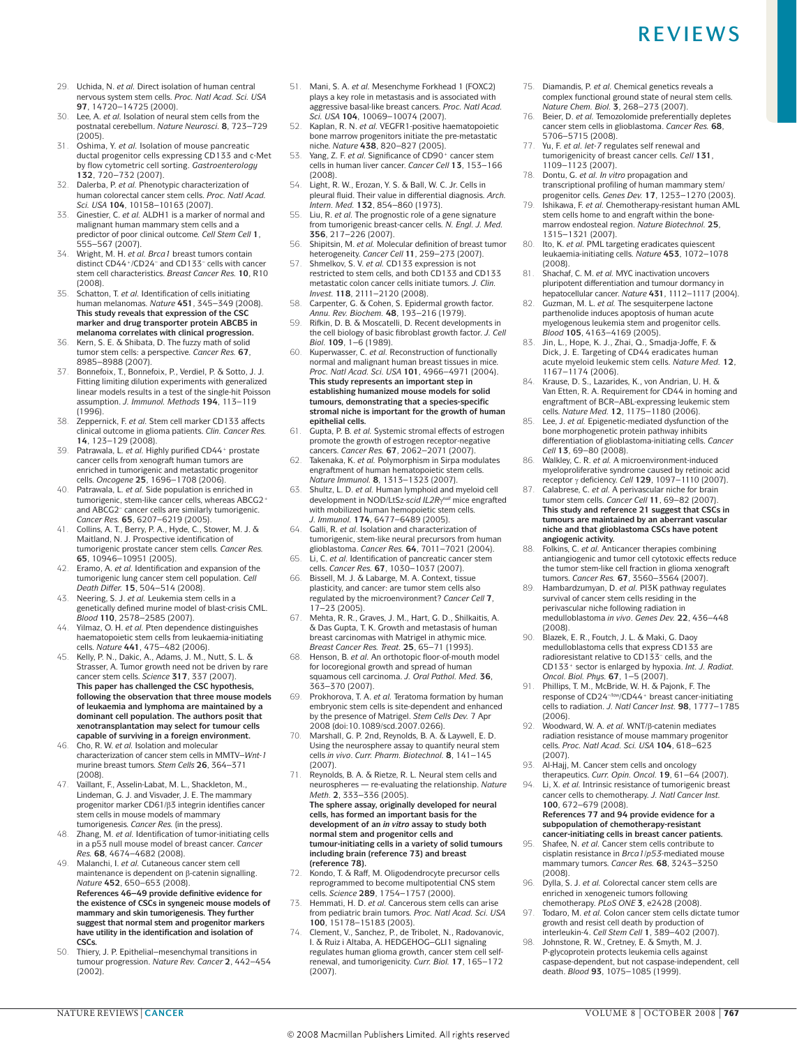29. Uchida, N. *et al.* Direct isolation of human central nervous system stem cells. *Proc. Natl Acad. Sci. USA* **97**, 14720–14725 (2000).
30. Lee, A. *et al.* Isolation of neural stem cells from the postnatal cerebellum. *Nature Neurosci.* **8**, 723–729 (2005).
31. Oshima, Y. *et al.* Isolation of mouse pancreatic ductal progenitor cells expressing CD133 and c-Met by flow cytometric cell sorting. *Gastroenterology* **132**, 720–732 (2007).
32. Dalerba, P. *et al.* Phenotypic characterization of human colorectal cancer stem cells. *Proc. Natl Acad. Sci. USA* **104**, 10158–10163 (2007).
33. Ginestier, C. *et al.* ALDH1 is a marker of normal and malignant human mammary stem cells and a predictor of poor clinical outcome. *Cell Stem Cell* **1**, 555–567 (2007).
34. Wright, M. H. *et al. Brca1* breast tumors contain distinct CD44+/CD24− and CD133+ cells with cancer stem cell characteristics. *Breast Cancer Res.* **10**, R10 (2008).
35. Schatton, T. *et al.* Identification of cells initiating human melanomas. *Nature* **451**, 345–349 (2008). **This study reveals that expression of the CSC marker and drug transporter protein ABCB5 in melanoma correlates with clinical progression.**
36. Kern, S. E. & Shibata, D. The fuzzy math of solid tumor stem cells: a perspective. *Cancer Res.* **67**, 8985–8988 (2007).
37. Bonnefoix, T., Bonnefoix, P., Verdiel, P. & Sotto, J. J. Fitting limiting dilution experiments with generalized linear models results in a test of the single-hit Poisson assumption. *J. Immunol. Methods* **194**, 113–119 (1996).
38. Zeppernick, F. *et al.* Stem cell marker CD133 affects clinical outcome in glioma patients. *Clin. Cancer Res.* **14**, 123–129 (2008).
39. Patrawala, L. *et al.* Highly purified CD44+ prostate cancer cells from xenograft human tumors are enriched in tumorigenic and metastatic progenitor cells. *Oncogene* **25**, 1696–1708 (2006).
40. Patrawala, L. *et al.* Side population is enriched in tumorigenic, stem-like cancer cells, whereas ABCG2+ and ABCG2− cancer cells are similarly tumorigenic. *Cancer Res.* **65**, 6207–6219 (2005).
41. Collins, A. T., Berry, P. A., Hyde, C., Stower, M. J. & Maitland, N. J. Prospective identification of tumorigenic prostate cancer stem cells. *Cancer Res.* **65**, 10946–10951 (2005).
42. Eramo, A. *et al.* Identification and expansion of the tumorigenic lung cancer stem cell population. *Cell Death Differ.* **15**, 504–514 (2008).
43. Neering, S. J. *et al.* Leukemia stem cells in a genetically defined murine model of blast-crisis CML. *Blood* **110**, 2578–2585 (2007).
44. Yilmaz, O. H. *et al.* Pten dependence distinguishes haematopoietic stem cells from leukaemia-initiating cells. *Nature* **441**, 475–482 (2006).
45. Kelly, P. N., Dakic, A., Adams, J. M., Nutt, S. L. & Strasser, A. Tumor growth need not be driven by rare cancer stem cells. *Science* **317**, 337 (2007). **This paper has challenged the CSC hypothesis, following the observation that three mouse models of leukaemia and lymphoma are maintained by a dominant cell population. The authors posit that xenotransplantation may select for tumour cells capable of surviving in a foreign environment.**
46. Cho, R. W. *et al.* Isolation and molecular characterization of cancer stem cells in MMTV–*Wnt-1* murine breast tumors. *Stem Cells* **26**, 364–371 (2008).
47. Vaillant, F., Asselin-Labat, M. L., Shackleton, M., Lindeman, G. J. and Visvader, J. E. The mammary progenitor marker CD61/β3 integrin identifies cancer stem cells in mouse models of mammary tumorigenesis. *Cancer Res.* (in the press).
48. Zhang, M. *et al.* Identification of tumor-initiating cells in a p53 null mouse model of breast cancer. *Cancer Res.* **68**, 4674–4682 (2008).
49. Malanchi, I. *et al.* Cutaneous cancer stem cell maintenance is dependent on β-catenin signalling. *Nature* **452**, 650–653 (2008). **References 46–49 provide definitive evidence for the existence of CSCs in syngeneic mouse models of mammary and skin tumorigenesis. They further suggest that normal stem and progenitor markers have utility in the identification and isolation of CSCs.**
50. Thiery, J. P. Epithelial–mesenchymal transitions in tumour progression. *Nature Rev. Cancer* **2**, 442–454 (2002).
51. Mani, S. A. *et al.* Mesenchyme Forkhead 1 (FOXC2) plays a key role in metastasis and is associated with aggressive basal-like breast cancers. *Proc. Natl Acad. Sci. USA* **104**, 10069–10074 (2007).
52. Kaplan, R. N. *et al.* VEGFR1-positive haematopoietic bone marrow progenitors initiate the pre-metastatic niche. *Nature* **438**, 820–827 (2005).
53. Yang, Z. F. *et al.* Significance of CD90+ cancer stem cells in human liver cancer. *Cancer Cell* **13**, 153–166 (2008).
54. Light, R. W., Erozan, Y. S. & Ball, W. C. Jr. Cells in pleural fluid. Their value in differential diagnosis. *Arch. Intern. Med.* **132**, 854–860 (1973).
55. Liu, R. *et al.* The prognostic role of a gene signature from tumorigenic breast-cancer cells. *N. Engl. J. Med.* **356**, 217–226 (2007).
56. Shipitsin, M. *et al.* Molecular definition of breast tumor heterogeneity. *Cancer Cell* **11**, 259–273 (2007).
57. Shmelkov, S. V. *et al.* CD133 expression is not restricted to stem cells, and both CD133 and CD133 metastatic colon cancer cells initiate tumors. *J. Clin. Invest.* **118**, 2111–2120 (2008).
58. Carpenter, G. & Cohen, S. Epidermal growth factor. *Annu. Rev. Biochem.* **48**, 193–216 (1979).
59. Rifkin, D. B. & Moscatelli, D. Recent developments in the cell biology of basic fibroblast growth factor. *J. Cell Biol.* **109**, 1–6 (1989).
60. Kuperwasser, C. *et al.* Reconstruction of functionally normal and malignant human breast tissues in mice. *Proc. Natl Acad. Sci. USA* **101**, 4966–4971 (2004). **This study represents an important step in establishing humanized mouse models for solid tumours, demonstrating that a species-specific stromal niche is important for the growth of human epithelial cells.**
61. Gupta, P. B. *et al.* Systemic stromal effects of estrogen promote the growth of estrogen receptor-negative cancers. *Cancer Res.* **67**, 2062–2071 (2007).
62. Takenaka, K. *et al.* Polymorphism in Sirpa modulates engraftment of human hematopoietic stem cells. *Nature Immunol.* **8**, 1313–1323 (2007).
63. Shultz, L. D. *et al.* Human lymphoid and myeloid cell development in NOD/LtSz-*scid IL2Rγ*$^{null}$ mice engrafted with mobilized human hemopoietic stem cells. *J. Immunol.* **174**, 6477–6489 (2005).
64. Galli, R. *et al.* Isolation and characterization of tumorigenic, stem-like neural precursors from human glioblastoma. *Cancer Res.* **64**, 7011–7021 (2004).
65. Li, C. *et al.* Identification of pancreatic cancer stem cells. *Cancer Res.* **67**, 1030–1037 (2007).
66. Bissell, M. J. & Labarge, M. A. Context, tissue plasticity, and cancer: are tumor stem cells also regulated by the microenvironment? *Cancer Cell* **7**, 17–23 (2005).
67. Mehta, R. R., Graves, J. M., Hart, G. D., Shilkaitis, A. & Das Gupta, T. K. Growth and metastasis of human breast carcinomas with Matrigel in athymic mice. *Breast Cancer Res. Treat.* **25**, 65–71 (1993).
68. Henson, B. *et al.* An orthotopic floor-of-mouth model for locoregional growth and spread of human squamous cell carcinoma. *J. Oral Pathol. Med.* **36**, 363–370 (2007).
69. Prokhorova, T. A. *et al.* Teratoma formation by human embryonic stem cells is site-dependent and enhanced by the presence of Matrigel. *Stem Cells Dev.* 7 Apr 2008 (doi:10.1089/scd.2007.0266).
70. Marshall, G. P. 2nd, Reynolds, B. A. & Laywell, E. D. Using the neurosphere assay to quantify neural stem cells *in vivo*. *Curr. Pharm. Biotechnol.* **8**, 141–145 (2007).
71. Reynolds, B. A. & Rietze, R. L. Neural stem cells and neurospheres — re-evaluating the relationship. *Nature Meth.* **2**, 333–336 (2005). **The sphere assay, originally developed for neural cells, has formed an important basis for the development of an *in vitro* assay to study both normal stem and progenitor cells and tumour-initiating cells in a variety of solid tumours including brain (reference 73) and breast (reference 78).**
72. Kondo, T. & Raff, M. Oligodendrocyte precursor cells reprogrammed to become multipotential CNS stem cells. *Science* **289**, 1754–1757 (2000).
73. Hemmati, H. D. *et al.* Cancerous stem cells can arise from pediatric brain tumors. *Proc. Natl Acad. Sci. USA* **100**, 15178–15183 (2003).
74. Clement, V., Sanchez, P., de Tribolet, N., Radovanovic, I. & Ruiz i Altaba, A. HEDGEHOG–GLI1 signaling regulates human glioma growth, cancer stem cell self-renewal, and tumorigenicity. *Curr. Biol.* **17**, 165–172 (2007).
75. Diamandis, P. *et al.* Chemical genetics reveals a complex functional ground state of neural stem cells. *Nature Chem. Biol.* **3**, 268–273 (2007).
76. Beier, D. *et al.* Temozolomide preferentially depletes cancer stem cells in glioblastoma. *Cancer Res.* **68**, 5706–5715 (2008).
77. Yu, F. *et al.* *let-7* regulates self renewal and tumorigenicity of breast cancer cells. *Cell* **131**, 1109–1123 (2007).
78. Dontu, G. *et al.* *In vitro* propagation and transcriptional profiling of human mammary stem/progenitor cells. *Genes Dev.* **17**, 1253–1270 (2003).
79. Ishikawa, F. *et al.* Chemotherapy-resistant human AML stem cells home to and engraft within the bone-marrow endosteal region. *Nature Biotechnol.* **25**, 1315–1321 (2007).
80. Ito, K. *et al.* PML targeting eradicates quiescent leukaemia-initiating cells. *Nature* **453**, 1072–1078 (2008).
81. Shachaf, C. M. *et al.* MYC inactivation uncovers pluripotent differentiation and tumour dormancy in hepatocellular cancer. *Nature* **431**, 1112–1117 (2004).
82. Guzman, M. L. *et al.* The sesquiterpene lactone parthenolide induces apoptosis of human acute myelogenous leukemia stem and progenitor cells. *Blood* **105**, 4163–4169 (2005).
83. Jin, L., Hope, K. J., Zhai, Q., Smadja-Joffe, F. & Dick, J. E. Targeting of CD44 eradicates human acute myeloid leukemic stem cells. *Nature Med.* **12**, 1167–1174 (2006).
84. Krause, D. S., Lazarides, K., von Andrian, U. H. & Van Etten, R. A. Requirement for CD44 in homing and engraftment of BCR–ABL-expressing leukemic stem cells. *Nature Med.* **12**, 1175–1180 (2006).
85. Lee, J. *et al.* Epigenetic-mediated dysfunction of the bone morphogenetic protein pathway inhibits differentiation of glioblastoma-initiating cells. *Cancer Cell* **13**, 69–80 (2008).
86. Walkley, C. R. *et al.* A microenvironment-induced myeloproliferative syndrome caused by retinoic acid receptor γ deficiency. *Cell* **129**, 1097–1110 (2007).
87. Calabrese, C. *et al.* A perivascular niche for brain tumor stem cells. *Cancer Cell* **11**, 69–82 (2007). **This study and reference 21 suggest that CSCs in tumours are maintained by an aberrant vascular niche and that glioblastoma CSCs have potent angiogenic activity.**
88. Folkins, C. *et al.* Anticancer therapies combining antiangiogenic and tumor cell cytotoxic effects reduce the tumor stem-like cell fraction in glioma xenograft tumors. *Cancer Res.* **67**, 3560–3564 (2007).
89. Hambardzumyan, D. *et al.* PI3K pathway regulates survival of cancer stem cells residing in the perivascular niche following radiation in medulloblastoma *in vivo*. *Genes Dev.* **22**, 436–448 (2008).
90. Blazek, E. R., Foutch, J. L. & Maki, G. Daoy medulloblastoma cells that express CD133 are radioresistant relative to CD133− cells, and the CD133+ sector is enlarged by hypoxia. *Int. J. Radiat. Oncol. Biol. Phys.* **67**, 1–5 (2007).
91. Phillips, T. M., McBride, W. H. & Pajonk, F. The response of CD24−/low/CD44+ breast cancer-initiating cells to radiation. *J. Natl Cancer Inst.* **98**, 1777–1785 (2006).
92. Woodward, W. A. *et al.* WNT/β-catenin mediates radiation resistance of mouse mammary progenitor cells. *Proc. Natl Acad. Sci. USA* **104**, 618–623 (2007).
93. Al-Hajj, M. Cancer stem cells and oncology therapeutics. *Curr. Opin. Oncol.* **19**, 61–64 (2007).
94. Li, X. *et al.* Intrinsic resistance of tumorigenic breast cancer cells to chemotherapy. *J. Natl Cancer Inst.* **100**, 672–679 (2008). **References 77 and 94 provide evidence for a subpopulation of chemotherapy-resistant cancer-initiating cells in breast cancer patients.**
95. Shafee, N. *et al.* Cancer stem cells contribute to cisplatin resistance in *Brca1/p53*-mediated mouse mammary tumors. *Cancer Res.* **68**, 3243–3250 (2008).
96. Dylla, S. J. *et al.* Colorectal cancer stem cells are enriched in xenogeneic tumors following chemotherapy. *PLoS ONE* **3**, e2428 (2008).
97. Todaro, M. *et al.* Colon cancer stem cells dictate tumor growth and resist cell death by production of interleukin-4. *Cell Stem Cell* **1**, 389–402 (2007).
98. Johnstone, R. W., Cretney, E. & Smyth, M. J. P-glycoprotein protects leukemia cells against caspase-dependent, but not caspase-independent, cell death. *Blood* **93**, 1075–1085 (1999).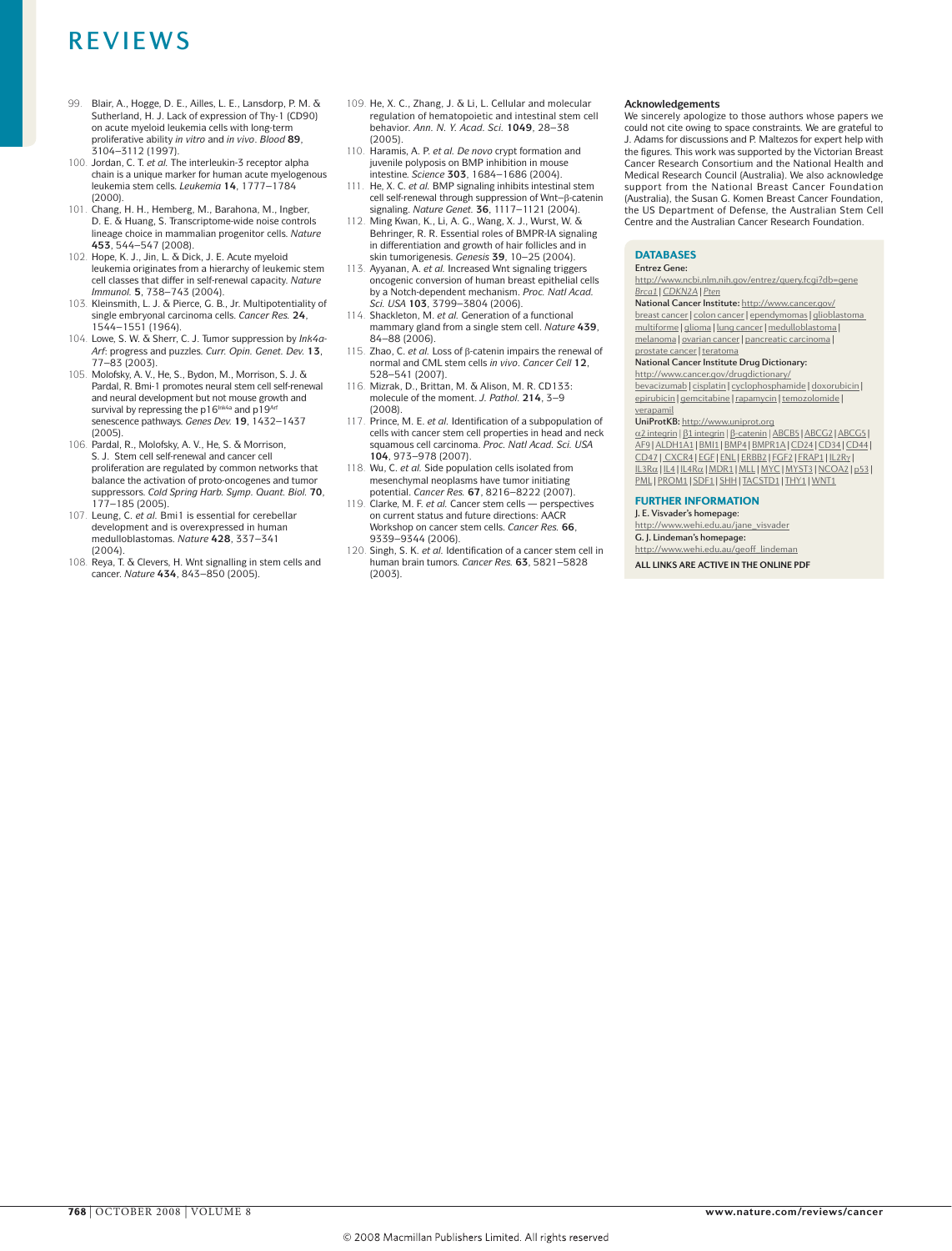99. Blair, A., Hogge, D. E., Ailles, L. E., Lansdorp, P. M. & Sutherland, H. J. Lack of expression of Thy-1 (CD90) on acute myeloid leukemia cells with long-term proliferative ability *in vitro* and *in vivo*. *Blood* **89**, 3104–3112 (1997).
100. Jordan, C. T. *et al.* The interleukin-3 receptor alpha chain is a unique marker for human acute myelogenous leukemia stem cells. *Leukemia* **14**, 1777–1784 (2000).
101. Chang, H. H., Hemberg, M., Barahona, M., Ingber, D. E. & Huang, S. Transcriptome-wide noise controls lineage choice in mammalian progenitor cells. *Nature* **453**, 544–547 (2008).
102. Hope, K. J., Jin, L. & Dick, J. E. Acute myeloid leukemia originates from a hierarchy of leukemic stem cell classes that differ in self-renewal capacity. *Nature Immunol.* **5**, 738–743 (2004).
103. Kleinsmith, L. J. & Pierce, G. B., Jr. Multipotentiality of single embryonal carcinoma cells. *Cancer Res.* **24**, 1544–1551 (1964).
104. Lowe, S. W. & Sherr, C. J. Tumor suppression by *Ink4a-Arf*: progress and puzzles. *Curr. Opin. Genet. Dev.* **13**, 77–83 (2003).
105. Molofsky, A. V., He, S., Bydon, M., Morrison, S. J. & Pardal, R. Bmi-1 promotes neural stem cell self-renewal and neural development but not mouse growth and survival by repressing the p16$^{Ink4a}$ and p19$^{Arf}$ senescence pathways. *Genes Dev.* **19**, 1432–1437 (2005).
106. Pardal, R., Molofsky, A. V., He, S. & Morrison, S. J. Stem cell self-renewal and cancer cell proliferation are regulated by common networks that balance the activation of proto-oncogenes and tumor suppressors. *Cold Spring Harb. Symp. Quant. Biol.* **70**, 177–185 (2005).
107. Leung, C. *et al.* Bmi1 is essential for cerebellar development and is overexpressed in human medulloblastomas. *Nature* **428**, 337–341 (2004).
108. Reya, T. & Clevers, H. Wnt signalling in stem cells and cancer. *Nature* **434**, 843–850 (2005).
109. He, X. C., Zhang, J. & Li, L. Cellular and molecular regulation of hematopoietic and intestinal stem cell behavior. *Ann. N. Y. Acad. Sci.* **1049**, 28–38 (2005).
110. Haramis, A. P. *et al. De novo* crypt formation and juvenile polyposis on BMP inhibition in mouse intestine. *Science* **303**, 1684–1686 (2004).
111. He, X. C. *et al.* BMP signaling inhibits intestinal stem cell self-renewal through suppression of Wnt–β-catenin signaling. *Nature Genet.* **36**, 1117–1121 (2004).
112. Ming Kwan, K., Li, A. G., Wang, X. J., Wurst, W. & Behringer, R. R. Essential roles of BMPR-IA signaling in differentiation and growth of hair follicles and in skin tumorigenesis. *Genesis* **39**, 10–25 (2004).
113. Ayyanan, A. *et al.* Increased Wnt signaling triggers oncogenic conversion of human breast epithelial cells by a Notch-dependent mechanism. *Proc. Natl Acad. Sci. USA* **103**, 3799–3804 (2006).
114. Shackleton, M. *et al.* Generation of a functional mammary gland from a single stem cell. *Nature* **439**, 84–88 (2006).
115. Zhao, C. *et al.* Loss of β-catenin impairs the renewal of normal and CML stem cells *in vivo*. *Cancer Cell* **12**, 528–541 (2007).
116. Mizrak, D., Brittan, M. & Alison, M. R. CD133: molecule of the moment. *J. Pathol.* **214**, 3–9 (2008).
117. Prince, M. E. *et al.* Identification of a subpopulation of cells with cancer stem cell properties in head and neck squamous cell carcinoma. *Proc. Natl Acad. Sci. USA* **104**, 973–978 (2007).
118. Wu, C. *et al.* Side population cells isolated from mesenchymal neoplasms have tumor initiating potential. *Cancer Res.* **67**, 8216–8222 (2007).
119. Clarke, M. F. *et al.* Cancer stem cells — perspectives on current status and future directions: AACR Workshop on cancer stem cells. *Cancer Res.* **66**, 9339–9344 (2006).
120. Singh, S. K. *et al.* Identification of a cancer stem cell in human brain tumors. *Cancer Res.* **63**, 5821–5828 (2003).

**Acknowledgements**

We sincerely apologize to those authors whose papers we could not cite owing to space constraints. We are grateful to J. Adams for discussions and P. Maltezos for expert help with the figures. This work was supported by the Victorian Breast Cancer Research Consortium and the National Health and Medical Research Council (Australia). We also acknowledge support from the National Breast Cancer Foundation (Australia), the Susan G. Komen Breast Cancer Foundation, the US Department of Defense, the Australian Stem Cell Centre and the Australian Cancer Research Foundation.

## DATABASES

**Entrez Gene:**
http://www.ncbi.nlm.nih.gov/entrez/query.fcgi?db=gene
*Brca1* | *CDKN2A* | *Pten*

**National Cancer Institute:** http://www.cancer.gov/
breast cancer | colon cancer | ependymomas | glioblastoma multiforme | glioma | lung cancer | medulloblastoma | melanoma | ovarian cancer | pancreatic carcinoma | prostate cancer | teratoma

**National Cancer Institute Drug Dictionary:**
http://www.cancer.gov/drugdictionary/
bevacizumab | cisplatin | cyclophosphamide | doxorubicin | epirubicin | gemcitabine | rapamycin | temozolomide | verapamil

**UniProtKB:** http://www.uniprot.org
α2 integrin | β1 integrin | β-catenin | ABCB5 | ABCG2 | ABCG5 | AF9 | ALDH1A1 | BMI1 | BMP4 | BMPR1A | CD24 | CD34 | CD44 | CD47 | CXCR4 | EGF | ENL | ERBB2 | FGF2 | FRAP1 | IL2Rγ | IL3Rα | IL4 | IL4Rα | MDR1 | MLL | MYC | MYST3 | NCOA2 | p53 | PML | PROM1 | SDF1 | SHH | TACSTD1 | THY1 | WNT1

## FURTHER INFORMATION

**J. E. Visvader's homepage:**
http://www.wehi.edu.au/jane_visvader

**G. J. Lindeman's homepage:**
http://www.wehi.edu.au/geoff_lindeman

**ALL LINKS ARE ACTIVE IN THE ONLINE PDF**